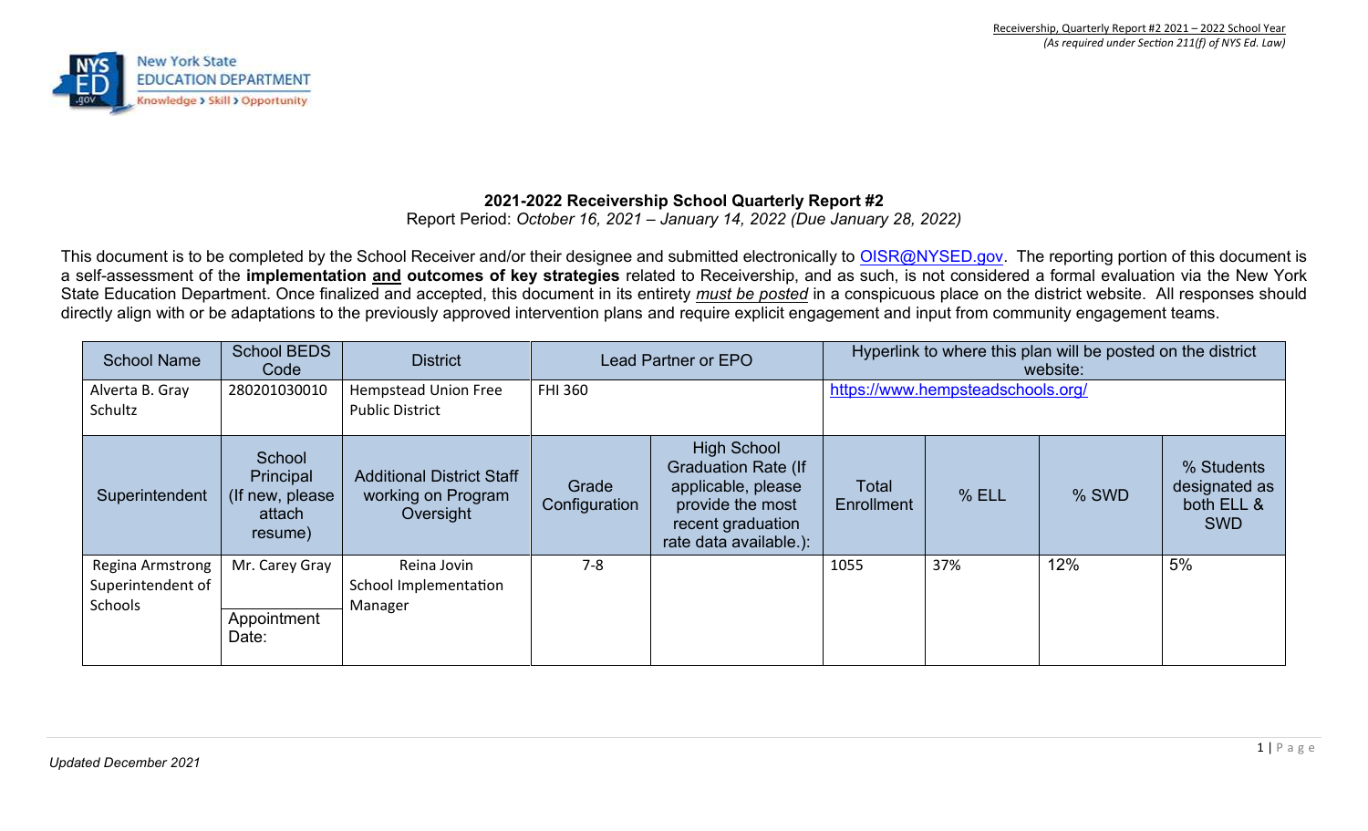# 2021-2022 Receivership School Quarterly Report #2

Report Period: *October 16, 2021 – January 14, 2022 (Due January 28, 2022)*

This document is to be completed by the School Receiver and/or their designee and submitted electronically to OISR@NYSED.gov. The reporting portion of this document is a self-assessment of the **implementation and outcomes of key strategies** related to Receivership, and as such, is not considered a formal evaluation via the New York State Education Department. Once finalized and accepted, this document in its entirety *must be posted* in a conspicuous place on the district website. All responses should directly align with or be adaptations to the previously approved intervention plans and require explicit engagement and input from community engagement teams.

| School Name | School BEDS Code | District | Lead Partner or EPO | | Hyperlink to where this plan will be posted on the district website: | | | |
|---|---|---|---|---|---|---|---|---|
| Alverta B. Gray Schultz | 280201030010 | Hempstead Union Free Public District | FHI 360 | | https://www.hempsteadschools.org/ | | | |
| **Superintendent** | **School Principal (If new, please attach resume)** | **Additional District Staff working on Program Oversight** | **Grade Configuration** | **High School Graduation Rate (If applicable, please provide the most recent graduation rate data available.):** | **Total Enrollment** | **% ELL** | **% SWD** | **% Students designated as both ELL & SWD** |
| Regina Armstrong Superintendent of Schools | Mr. Carey Gray<br>Appointment Date: | Reina Jovin School Implementation Manager | 7-8 | | 1055 | 37% | 12% | 5% |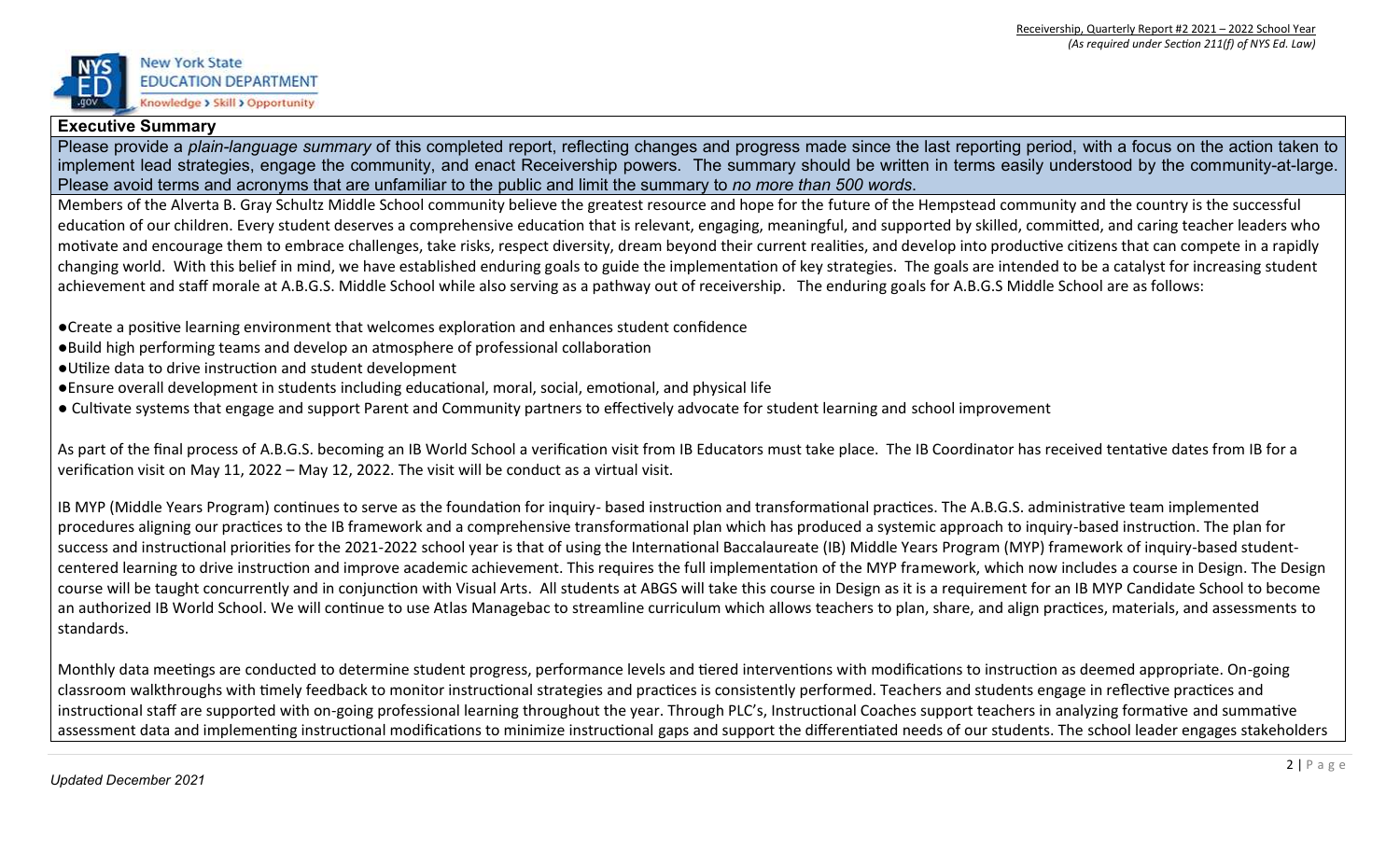## Executive Summary

Please provide a *plain-language summary* of this completed report, reflecting changes and progress made since the last reporting period, with a focus on the action taken to implement lead strategies, engage the community, and enact Receivership powers. The summary should be written in terms easily understood by the community-at-large. Please avoid terms and acronyms that are unfamiliar to the public and limit the summary to *no more than 500 words*.

Members of the Alverta B. Gray Schultz Middle School community believe the greatest resource and hope for the future of the Hempstead community and the country is the successful education of our children. Every student deserves a comprehensive education that is relevant, engaging, meaningful, and supported by skilled, committed, and caring teacher leaders who motivate and encourage them to embrace challenges, take risks, respect diversity, dream beyond their current realities, and develop into productive citizens that can compete in a rapidly changing world. With this belief in mind, we have established enduring goals to guide the implementation of key strategies. The goals are intended to be a catalyst for increasing student achievement and staff morale at A.B.G.S. Middle School while also serving as a pathway out of receivership. The enduring goals for A.B.G.S Middle School are as follows:

- Create a positive learning environment that welcomes exploration and enhances student confidence
- Build high performing teams and develop an atmosphere of professional collaboration
- Utilize data to drive instruction and student development
- Ensure overall development in students including educational, moral, social, emotional, and physical life
- Cultivate systems that engage and support Parent and Community partners to effectively advocate for student learning and school improvement

As part of the final process of A.B.G.S. becoming an IB World School a verification visit from IB Educators must take place. The IB Coordinator has received tentative dates from IB for a verification visit on May 11, 2022 – May 12, 2022. The visit will be conduct as a virtual visit.

IB MYP (Middle Years Program) continues to serve as the foundation for inquiry- based instruction and transformational practices. The A.B.G.S. administrative team implemented procedures aligning our practices to the IB framework and a comprehensive transformational plan which has produced a systemic approach to inquiry-based instruction. The plan for success and instructional priorities for the 2021-2022 school year is that of using the International Baccalaureate (IB) Middle Years Program (MYP) framework of inquiry-based student-centered learning to drive instruction and improve academic achievement. This requires the full implementation of the MYP framework, which now includes a course in Design. The Design course will be taught concurrently and in conjunction with Visual Arts. All students at ABGS will take this course in Design as it is a requirement for an IB MYP Candidate School to become an authorized IB World School. We will continue to use Atlas Managebac to streamline curriculum which allows teachers to plan, share, and align practices, materials, and assessments to standards.

Monthly data meetings are conducted to determine student progress, performance levels and tiered interventions with modifications to instruction as deemed appropriate. On-going classroom walkthroughs with timely feedback to monitor instructional strategies and practices is consistently performed. Teachers and students engage in reflective practices and instructional staff are supported with on-going professional learning throughout the year. Through PLC's, Instructional Coaches support teachers in analyzing formative and summative assessment data and implementing instructional modifications to minimize instructional gaps and support the differentiated needs of our students. The school leader engages stakeholders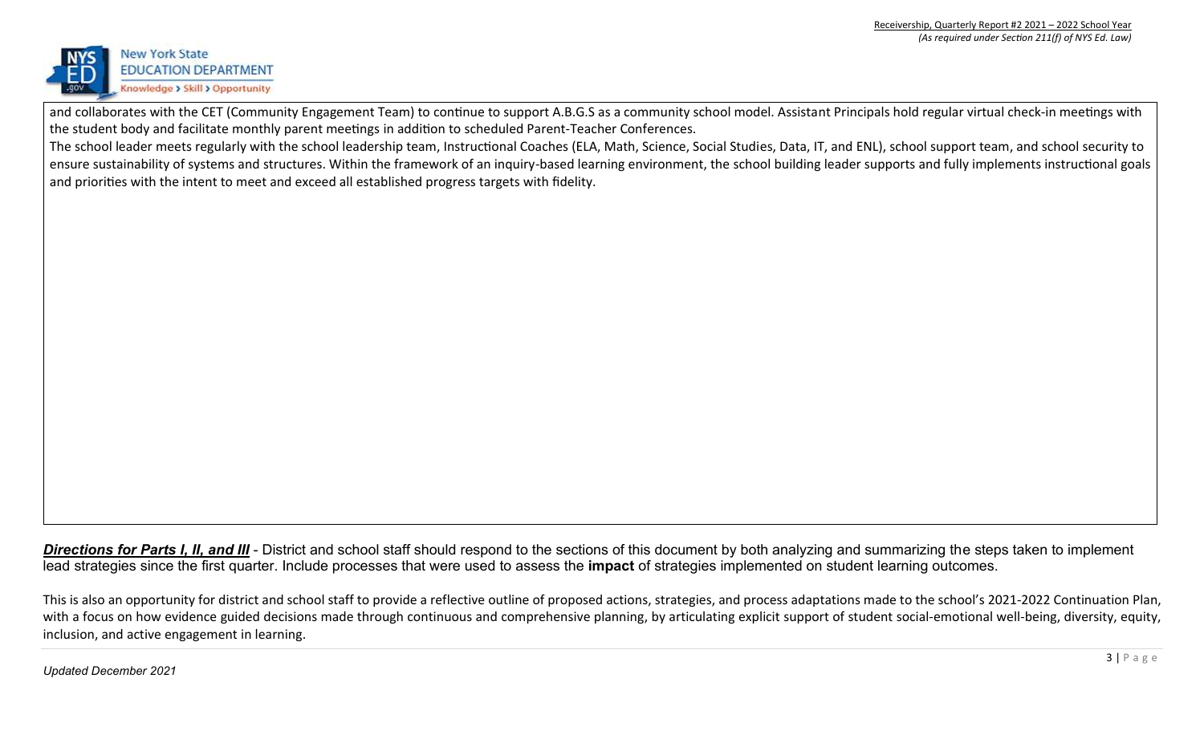and collaborates with the CET (Community Engagement Team) to continue to support A.B.G.S as a community school model. Assistant Principals hold regular virtual check-in meetings with the student body and facilitate monthly parent meetings in addition to scheduled Parent-Teacher Conferences.

The school leader meets regularly with the school leadership team, Instructional Coaches (ELA, Math, Science, Social Studies, Data, IT, and ENL), school support team, and school security to ensure sustainability of systems and structures. Within the framework of an inquiry-based learning environment, the school building leader supports and fully implements instructional goals and priorities with the intent to meet and exceed all established progress targets with fidelity.

***Directions for Parts I, II, and III*** - District and school staff should respond to the sections of this document by both analyzing and summarizing the steps taken to implement lead strategies since the first quarter. Include processes that were used to assess the **impact** of strategies implemented on student learning outcomes.

This is also an opportunity for district and school staff to provide a reflective outline of proposed actions, strategies, and process adaptations made to the school's 2021-2022 Continuation Plan, with a focus on how evidence guided decisions made through continuous and comprehensive planning, by articulating explicit support of student social-emotional well-being, diversity, equity, inclusion, and active engagement in learning.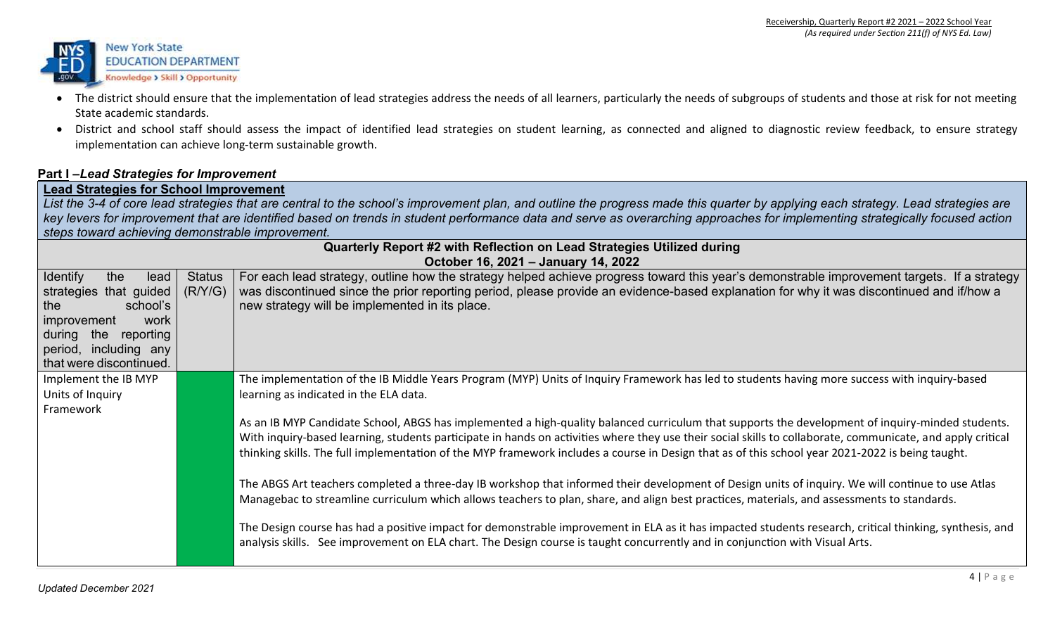- The district should ensure that the implementation of lead strategies address the needs of all learners, particularly the needs of subgroups of students and those at risk for not meeting State academic standards.
- District and school staff should assess the impact of identified lead strategies on student learning, as connected and aligned to diagnostic review feedback, to ensure strategy implementation can achieve long-term sustainable growth.

## Part I –*Lead Strategies for Improvement*

**Lead Strategies for School Improvement**

*List the 3-4 of core lead strategies that are central to the school's improvement plan, and outline the progress made this quarter by applying each strategy. Lead strategies are key levers for improvement that are identified based on trends in student performance data and serve as overarching approaches for implementing strategically focused action steps toward achieving demonstrable improvement.*

**Quarterly Report #2 with Reflection on Lead Strategies Utilized during October 16, 2021 – January 14, 2022**

| Identify the lead strategies that guided the school's improvement work during the reporting period, including any that were discontinued. | Status (R/Y/G) | For each lead strategy, outline how the strategy helped achieve progress toward this year's demonstrable improvement targets. If a strategy was discontinued since the prior reporting period, please provide an evidence-based explanation for why it was discontinued and if/how a new strategy will be implemented in its place. |
|---|---|---|
| Implement the IB MYP Units of Inquiry Framework | | The implementation of the IB Middle Years Program (MYP) Units of Inquiry Framework has led to students having more success with inquiry-based learning as indicated in the ELA data.<br><br>As an IB MYP Candidate School, ABGS has implemented a high-quality balanced curriculum that supports the development of inquiry-minded students. With inquiry-based learning, students participate in hands on activities where they use their social skills to collaborate, communicate, and apply critical thinking skills. The full implementation of the MYP framework includes a course in Design that as of this school year 2021-2022 is being taught.<br><br>The ABGS Art teachers completed a three-day IB workshop that informed their development of Design units of inquiry. We will continue to use Atlas Managebac to streamline curriculum which allows teachers to plan, share, and align best practices, materials, and assessments to standards.<br><br>The Design course has had a positive impact for demonstrable improvement in ELA as it has impacted students research, critical thinking, synthesis, and analysis skills. See improvement on ELA chart. The Design course is taught concurrently and in conjunction with Visual Arts. |

*Updated December 2021*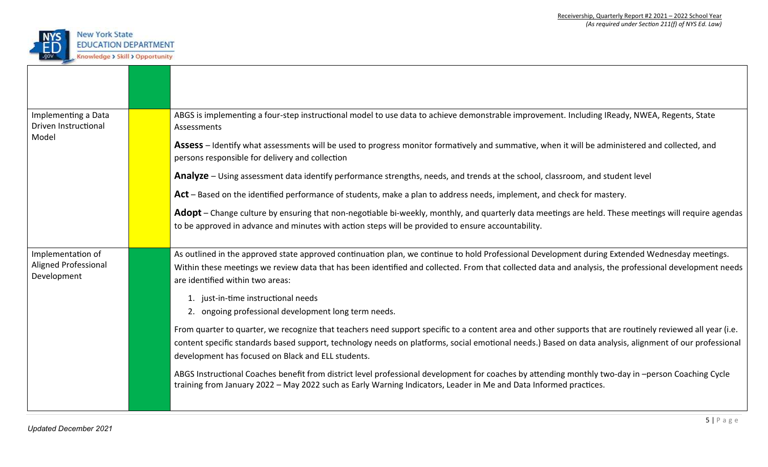| | | |
|---|---|---|
| | | |
| Implementing a Data Driven Instructional Model | | ABGS is implementing a four-step instructional model to use data to achieve demonstrable improvement. Including IReady, NWEA, Regents, State Assessments<br><br>**Assess** – Identify what assessments will be used to progress monitor formatively and summative, when it will be administered and collected, and persons responsible for delivery and collection<br><br>**Analyze** – Using assessment data identify performance strengths, needs, and trends at the school, classroom, and student level<br><br>**Act** – Based on the identified performance of students, make a plan to address needs, implement, and check for mastery.<br><br>**Adopt** – Change culture by ensuring that non-negotiable bi-weekly, monthly, and quarterly data meetings are held. These meetings will require agendas to be approved in advance and minutes with action steps will be provided to ensure accountability. |
| Implementation of Aligned Professional Development | | As outlined in the approved state approved continuation plan, we continue to hold Professional Development during Extended Wednesday meetings. Within these meetings we review data that has been identified and collected. From that collected data and analysis, the professional development needs are identified within two areas:<br><br>1. just-in-time instructional needs<br>2. ongoing professional development long term needs.<br><br>From quarter to quarter, we recognize that teachers need support specific to a content area and other supports that are routinely reviewed all year (i.e. content specific standards based support, technology needs on platforms, social emotional needs.) Based on data analysis, alignment of our professional development has focused on Black and ELL students.<br><br>ABGS Instructional Coaches benefit from district level professional development for coaches by attending monthly two-day in –person Coaching Cycle training from January 2022 – May 2022 such as Early Warning Indicators, Leader in Me and Data Informed practices. |

*Updated December 2021*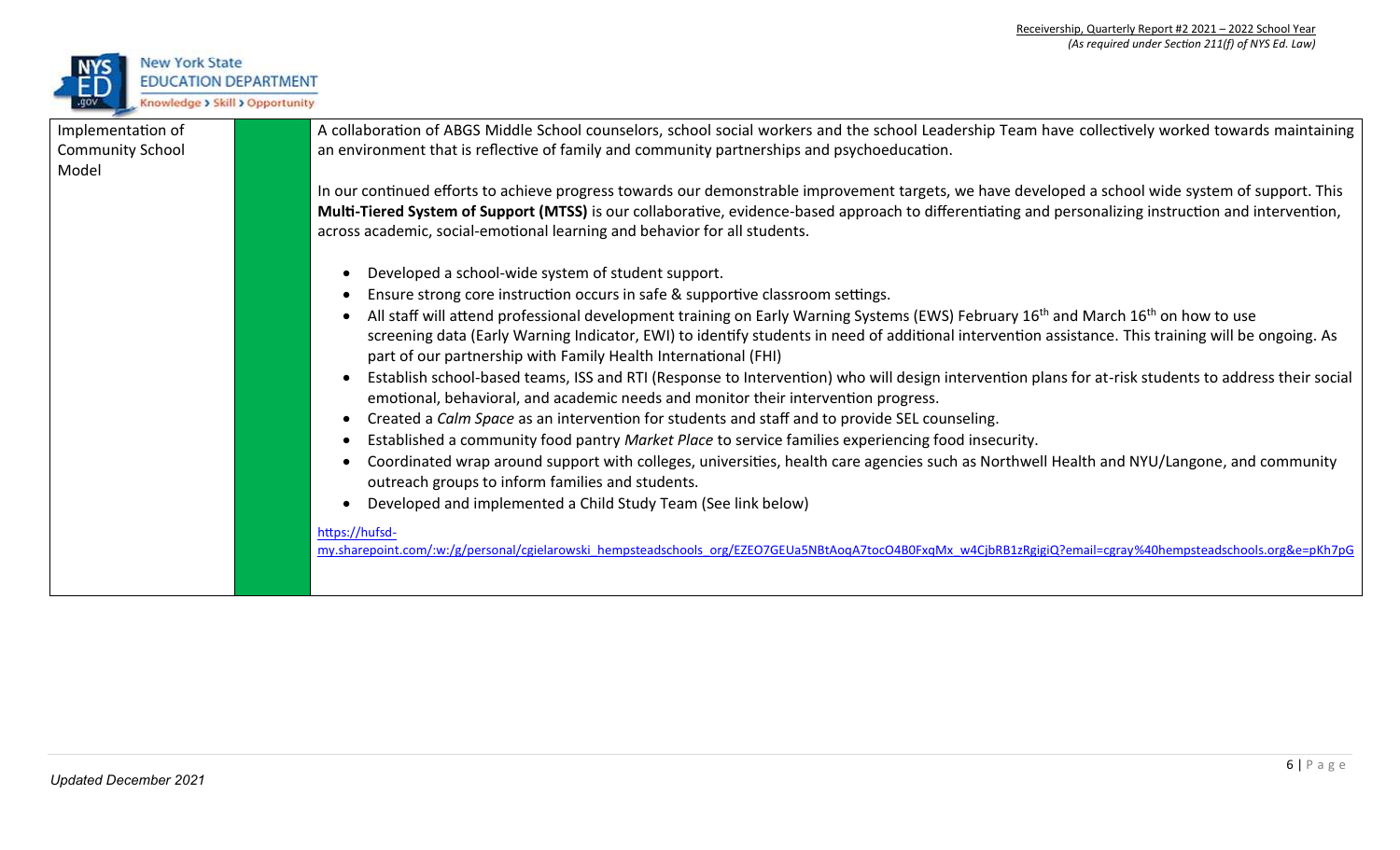| | | |
|---|---|---|
| Implementation of Community School Model | | A collaboration of ABGS Middle School counselors, school social workers and the school Leadership Team have collectively worked towards maintaining an environment that is reflective of family and community partnerships and psychoeducation.<br><br>In our continued efforts to achieve progress towards our demonstrable improvement targets, we have developed a school wide system of support. This **Multi-Tiered System of Support (MTSS)** is our collaborative, evidence-based approach to differentiating and personalizing instruction and intervention, across academic, social-emotional learning and behavior for all students.<br><br>• Developed a school-wide system of student support.<br>• Ensure strong core instruction occurs in safe & supportive classroom settings.<br>• All staff will attend professional development training on Early Warning Systems (EWS) February 16th and March 16th on how to use screening data (Early Warning Indicator, EWI) to identify students in need of additional intervention assistance. This training will be ongoing. As part of our partnership with Family Health International (FHI)<br>• Establish school-based teams, ISS and RTI (Response to Intervention) who will design intervention plans for at-risk students to address their social emotional, behavioral, and academic needs and monitor their intervention progress.<br>• Created a *Calm Space* as an intervention for students and staff and to provide SEL counseling.<br>• Established a community food pantry *Market Place* to service families experiencing food insecurity.<br>• Coordinated wrap around support with colleges, universities, health care agencies such as Northwell Health and NYU/Langone, and community outreach groups to inform families and students.<br>• Developed and implemented a Child Study Team (See link below)<br><br>https://hufsd-my.sharepoint.com/:w:/g/personal/cgielarowski_hempsteadschools_org/EZEO7GEUa5NBtAoqA7tocO4B0FxqMx_w4CjbRB1zRgigiQ?email=cgray%40hempsteadschools.org&e=pKh7pG |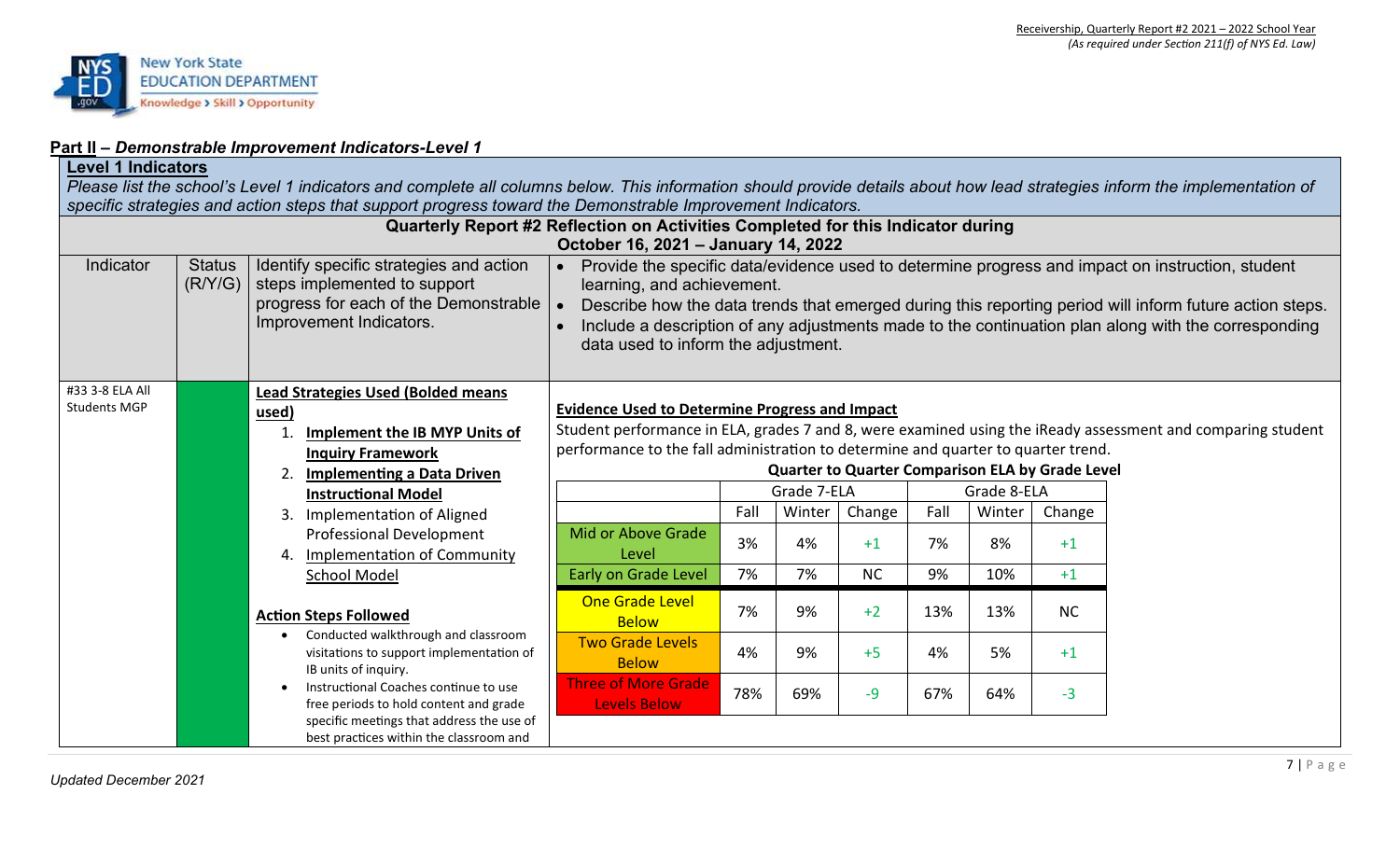## Part II – *Demonstrable Improvement Indicators-Level 1*

**Level 1 Indicators**

*Please list the school's Level 1 indicators and complete all columns below. This information should provide details about how lead strategies inform the implementation of specific strategies and action steps that support progress toward the Demonstrable Improvement Indicators.*

**Quarterly Report #2 Reflection on Activities Completed for this Indicator during October 16, 2021 – January 14, 2022**

| Indicator | Status (R/Y/G) | Identify specific strategies and action steps implemented to support progress for each of the Demonstrable Improvement Indicators. | • Provide the specific data/evidence used to determine progress and impact on instruction, student learning, and achievement. • Describe how the data trends that emerged during this reporting period will inform future action steps. • Include a description of any adjustments made to the continuation plan along with the corresponding data used to inform the adjustment. |
|---|---|---|---|
| #33 3-8 ELA All Students MGP | | **Lead Strategies Used (Bolded means used)**<br>1. **Implement the IB MYP Units of Inquiry Framework**<br>2. **Implementing a Data Driven Instructional Model**<br>3. Implementation of Aligned Professional Development<br>4. Implementation of Community School Model<br><br>**Action Steps Followed**<br>• Conducted walkthrough and classroom visitations to support implementation of IB units of inquiry.<br>• Instructional Coaches continue to use free periods to hold content and grade specific meetings that address the use of best practices within the classroom and | **Evidence Used to Determine Progress and Impact**<br>Student performance in ELA, grades 7 and 8, were examined using the iReady assessment and comparing student performance to the fall administration to determine and quarter to quarter trend. |

**Quarter to Quarter Comparison ELA by Grade Level**

| | Grade 7-ELA | | | Grade 8-ELA | | |
|---|---|---|---|---|---|---|
| | Fall | Winter | Change | Fall | Winter | Change |
| Mid or Above Grade Level | 3% | 4% | +1 | 7% | 8% | +1 |
| Early on Grade Level | 7% | 7% | NC | 9% | 10% | +1 |
| One Grade Level Below | 7% | 9% | +2 | 13% | 13% | NC |
| Two Grade Levels Below | 4% | 9% | +5 | 4% | 5% | +1 |
| Three of More Grade Levels Below | 78% | 69% | -9 | 67% | 64% | -3 |

*Updated December 2021*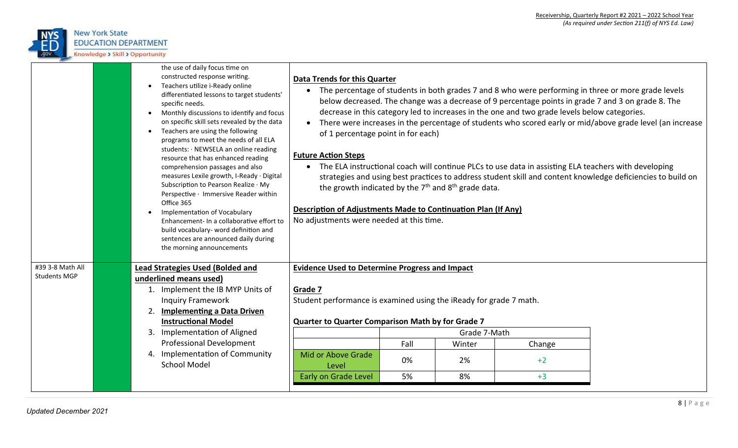| | | | |
|---|---|---|---|
| | | the use of daily focus time on constructed response writing.<br>• Teachers utilize i-Ready online differentiated lessons to target students' specific needs.<br>• Monthly discussions to identify and focus on specific skill sets revealed by the data<br>• Teachers are using the following programs to meet the needs of all ELA students: · NEWSELA an online reading resource that has enhanced reading comprehension passages and also measures Lexile growth, I-Ready · Digital Subscription to Pearson Realize · My Perspective · Immersive Reader within Office 365<br>• Implementation of Vocabulary Enhancement- In a collaborative effort to build vocabulary- word definition and sentences are announced daily during the morning announcements | **Data Trends for this Quarter**<br>• The percentage of students in both grades 7 and 8 who were performing in three or more grade levels below decreased. The change was a decrease of 9 percentage points in grade 7 and 3 on grade 8. The decrease in this category led to increases in the one and two grade levels below categories.<br>• There were increases in the percentage of students who scored early or mid/above grade level (an increase of 1 percentage point in for each)<br><br>**Future Action Steps**<br>• The ELA instructional coach will continue PLCs to use data in assisting ELA teachers with developing strategies and using best practices to address student skill and content knowledge deficiencies to build on the growth indicated by the 7th and 8th grade data.<br><br>**Description of Adjustments Made to Continuation Plan (If Any)**<br>No adjustments were needed at this time. |
| #39 3-8 Math All Students MGP | | **Lead Strategies Used (Bolded and underlined means used)**<br>1. Implement the IB MYP Units of Inquiry Framework<br>2. **Implementing a Data Driven Instructional Model**<br>3. Implementation of Aligned Professional Development<br>4. Implementation of Community School Model | **Evidence Used to Determine Progress and Impact**<br><br>**Grade 7**<br>Student performance is examined using the iReady for grade 7 math.<br><br>**Quarter to Quarter Comparison Math by for Grade 7** |

| | Grade 7-Math | | |
|---|---|---|---|
| | Fall | Winter | Change |
| Mid or Above Grade Level | 0% | 2% | +2 |
| Early on Grade Level | 5% | 8% | +3 |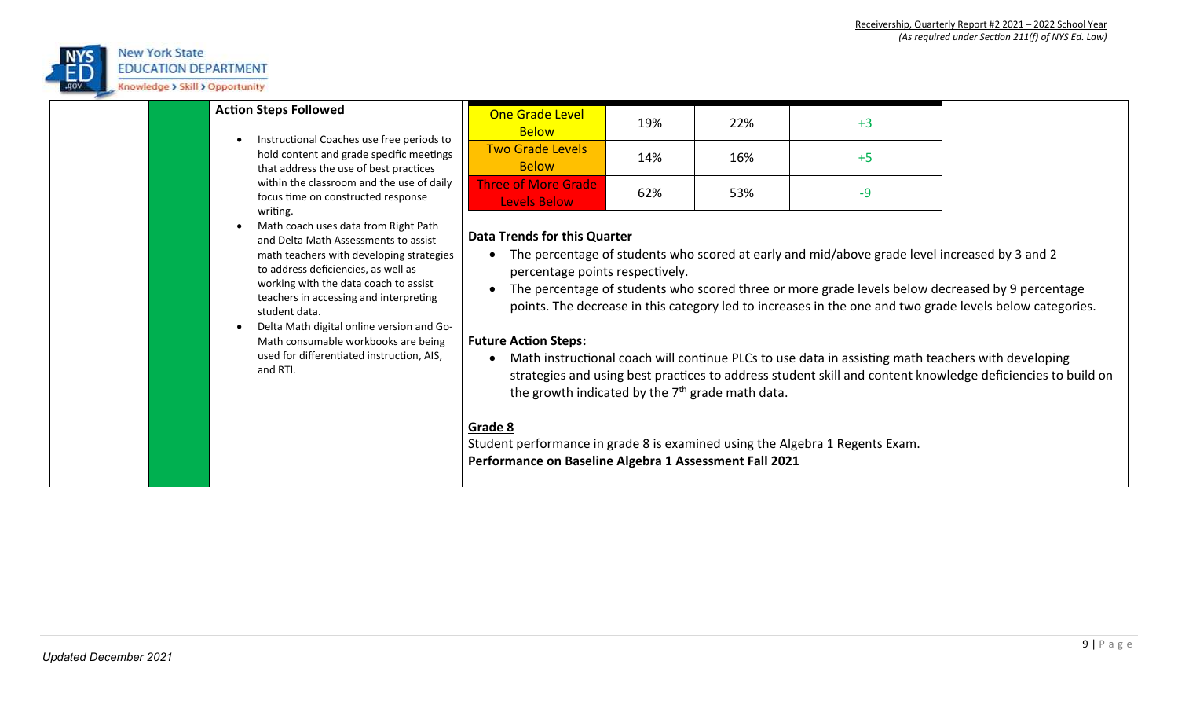**Action Steps Followed**

- Instructional Coaches use free periods to hold content and grade specific meetings that address the use of best practices within the classroom and the use of daily focus time on constructed response writing.
- Math coach uses data from Right Path and Delta Math Assessments to assist math teachers with developing strategies to address deficiencies, as well as working with the data coach to assist teachers in accessing and interpreting student data.
- Delta Math digital online version and Go-Math consumable workbooks are being used for differentiated instruction, AIS, and RTI.

| | | | |
|---|---|---|---|
| One Grade Level Below | 19% | 22% | +3 |
| Two Grade Levels Below | 14% | 16% | +5 |
| Three of More Grade Levels Below | 62% | 53% | -9 |

**Data Trends for this Quarter**

- The percentage of students who scored at early and mid/above grade level increased by 3 and 2 percentage points respectively.
- The percentage of students who scored three or more grade levels below decreased by 9 percentage points. The decrease in this category led to increases in the one and two grade levels below categories.

**Future Action Steps:**

- Math instructional coach will continue PLCs to use data in assisting math teachers with developing strategies and using best practices to address student skill and content knowledge deficiencies to build on the growth indicated by the 7th grade math data.

**Grade 8**

Student performance in grade 8 is examined using the Algebra 1 Regents Exam.

**Performance on Baseline Algebra 1 Assessment Fall 2021**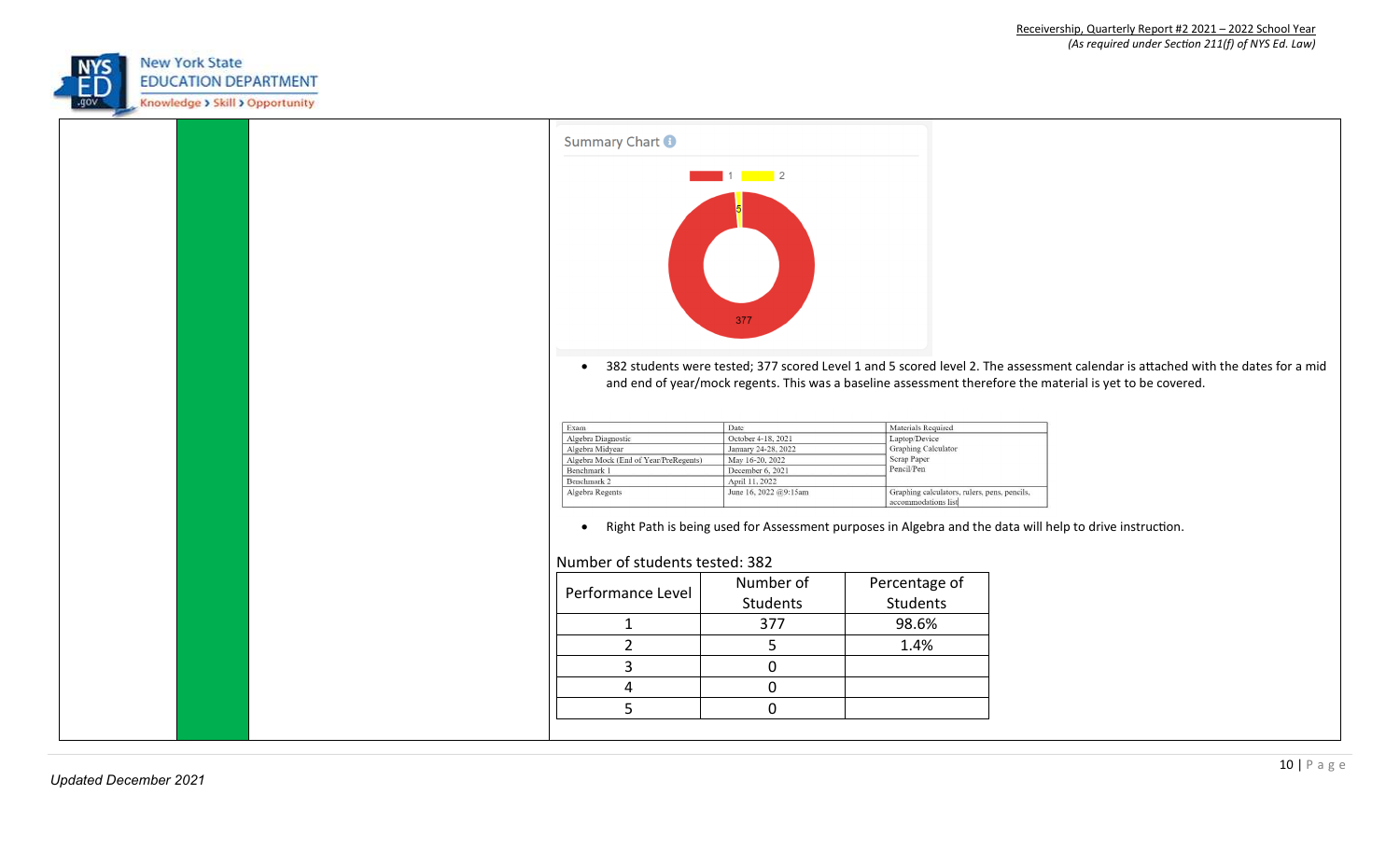Summary Chart

1 2

5

377

- 382 students were tested; 377 scored Level 1 and 5 scored level 2. The assessment calendar is attached with the dates for a mid and end of year/mock regents. This was a baseline assessment therefore the material is yet to be covered.

| Exam | Date | Materials Required |
|---|---|---|
| Algebra Diagnostic | October 4-18, 2021 | Laptop/Device<br>Graphing Calculator<br>Scrap Paper<br>Pencil/Pen |
| Algebra Midyear | January 24-28, 2022 | |
| Algebra Mock (End of Year/PreRegents) | May 16-20, 2022 | |
| Benchmark 1 | December 6, 2021 | |
| Benchmark 2 | April 11, 2022 | |
| Algebra Regents | June 16, 2022 @9:15am | Graphing calculators, rulers, pens, pencils, accommodations list |

- Right Path is being used for Assessment purposes in Algebra and the data will help to drive instruction.

Number of students tested: 382

| Performance Level | Number of Students | Percentage of Students |
|---|---|---|
| 1 | 377 | 98.6% |
| 2 | 5 | 1.4% |
| 3 | 0 | |
| 4 | 0 | |
| 5 | 0 | |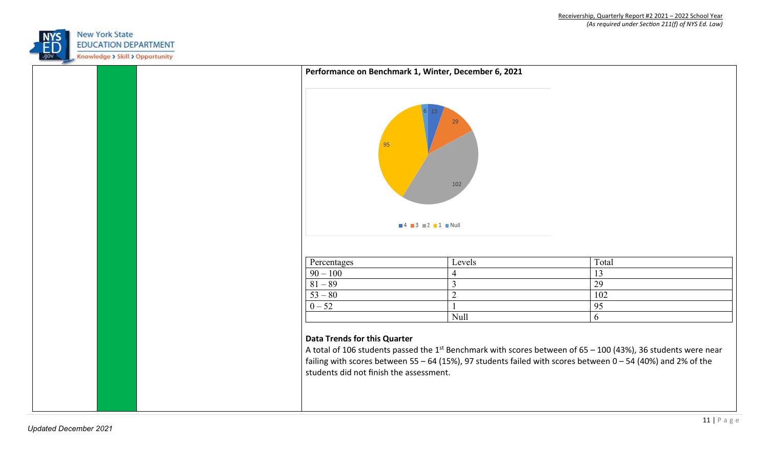**Performance on Benchmark 1, Winter, December 6, 2021**

6
13
29
95
102

4 3 2 1 Null

| Percentages | Levels | Total |
|---|---|---|
| 90 – 100 | 4 | 13 |
| 81 – 89 | 3 | 29 |
| 53 – 80 | 2 | 102 |
| 0 – 52 | 1 | 95 |
| | Null | 6 |

**Data Trends for this Quarter**

A total of 106 students passed the 1st Benchmark with scores between of 65 – 100 (43%), 36 students were near failing with scores between 55 – 64 (15%), 97 students failed with scores between 0 – 54 (40%) and 2% of the students did not finish the assessment.

*Updated December 2021*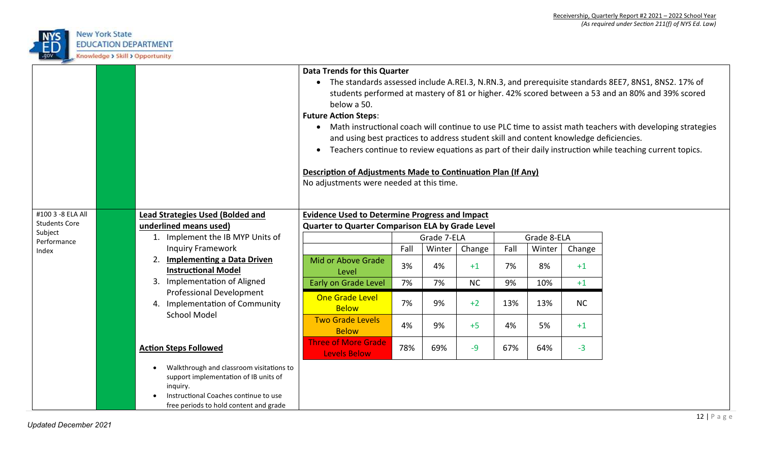**Data Trends for this Quarter**

- The standards assessed include A.REI.3, N.RN.3, and prerequisite standards 8EE7, 8NS1, 8NS2. 17% of students performed at mastery of 81 or higher. 42% scored between a 53 and an 80% and 39% scored below a 50.

**Future Action Steps**:

- Math instructional coach will continue to use PLC time to assist math teachers with developing strategies and using best practices to address student skill and content knowledge deficiencies.
- Teachers continue to review equations as part of their daily instruction while teaching current topics.

**Description of Adjustments Made to Continuation Plan (If Any)**

No adjustments were needed at this time.

#100 3 -8 ELA All Students Core Subject Performance Index

**Lead Strategies Used (Bolded and underlined means used)**

1. Implement the IB MYP Units of Inquiry Framework
2. **Implementing a Data Driven Instructional Model**
3. Implementation of Aligned Professional Development
4. Implementation of Community School Model

**Action Steps Followed**

- Walkthrough and classroom visitations to support implementation of IB units of inquiry.
- Instructional Coaches continue to use free periods to hold content and grade

**Evidence Used to Determine Progress and Impact**

**Quarter to Quarter Comparison ELA by Grade Level**

| | Grade 7-ELA | | | Grade 8-ELA | | |
|---|---|---|---|---|---|---|
| | Fall | Winter | Change | Fall | Winter | Change |
| Mid or Above Grade Level | 3% | 4% | +1 | 7% | 8% | +1 |
| Early on Grade Level | 7% | 7% | NC | 9% | 10% | +1 |
| One Grade Level Below | 7% | 9% | +2 | 13% | 13% | NC |
| Two Grade Levels Below | 4% | 9% | +5 | 4% | 5% | +1 |
| Three of More Grade Levels Below | 78% | 69% | -9 | 67% | 64% | -3 |

*Updated December 2021*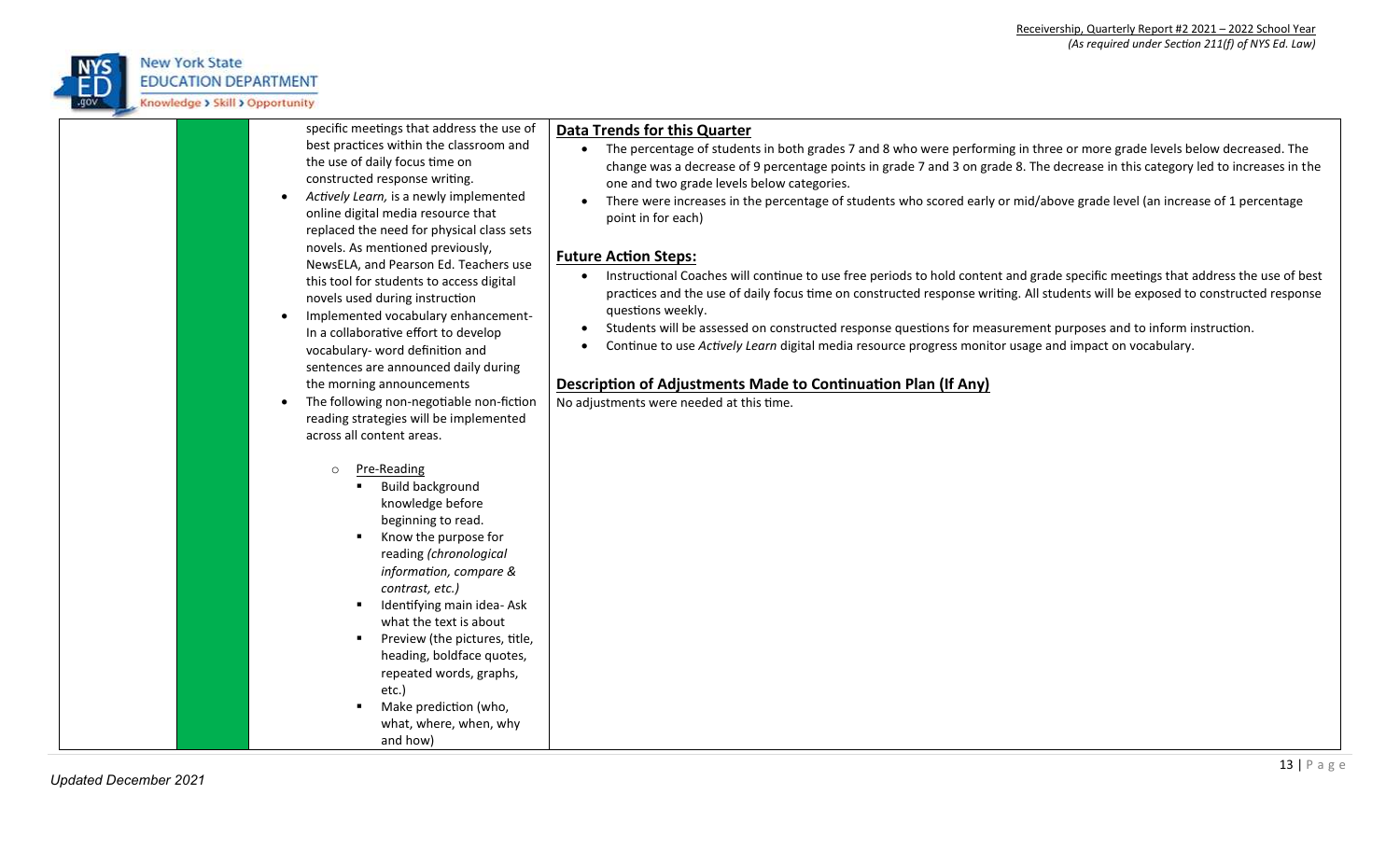| | | | |
|---|---|---|---|
| | | specific meetings that address the use of best practices within the classroom and the use of daily focus time on constructed response writing.<br>• *Actively Learn,* is a newly implemented online digital media resource that replaced the need for physical class sets novels. As mentioned previously, NewsELA, and Pearson Ed. Teachers use this tool for students to access digital novels used during instruction<br>• Implemented vocabulary enhancement- In a collaborative effort to develop vocabulary- word definition and sentences are announced daily during the morning announcements<br>• The following non-negotiable non-fiction reading strategies will be implemented across all content areas.<br>  ○ Pre-Reading<br>    ▪ Build background knowledge before beginning to read.<br>    ▪ Know the purpose for reading *(chronological information, compare & contrast, etc.)*<br>    ▪ Identifying main idea- Ask what the text is about<br>    ▪ Preview (the pictures, title, heading, boldface quotes, repeated words, graphs, etc.)<br>    ▪ Make prediction (who, what, where, when, why and how) | **Data Trends for this Quarter**<br>• The percentage of students in both grades 7 and 8 who were performing in three or more grade levels below decreased. The change was a decrease of 9 percentage points in grade 7 and 3 on grade 8. The decrease in this category led to increases in the one and two grade levels below categories.<br>• There were increases in the percentage of students who scored early or mid/above grade level (an increase of 1 percentage point in for each)<br><br>**Future Action Steps:**<br>• Instructional Coaches will continue to use free periods to hold content and grade specific meetings that address the use of best practices and the use of daily focus time on constructed response writing. All students will be exposed to constructed response questions weekly.<br>• Students will be assessed on constructed response questions for measurement purposes and to inform instruction.<br>• Continue to use *Actively Learn* digital media resource progress monitor usage and impact on vocabulary.<br><br>**Description of Adjustments Made to Continuation Plan (If Any)**<br>No adjustments were needed at this time. |

Updated December 2021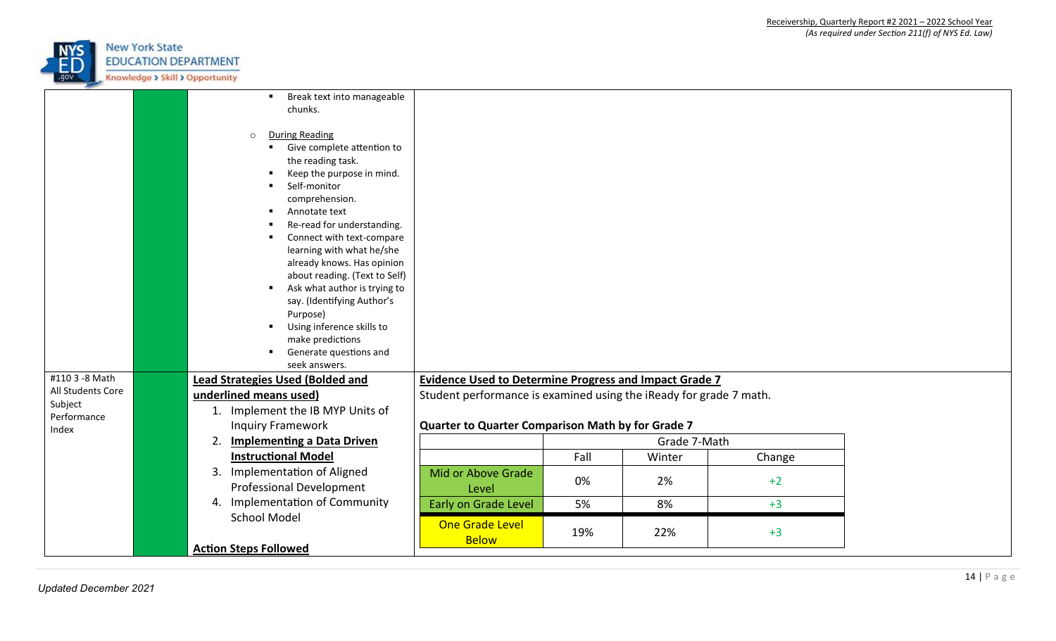- Break text into manageable chunks.
- During Reading
  - Give complete attention to the reading task.
  - Keep the purpose in mind.
  - Self-monitor comprehension.
  - Annotate text
  - Re-read for understanding.
  - Connect with text-compare learning with what he/she already knows. Has opinion about reading. (Text to Self)
  - Ask what author is trying to say. (Identifying Author's Purpose)
  - Using inference skills to make predictions
  - Generate questions and seek answers.

#110 3 -8 Math All Students Core Subject Performance Index

**Lead Strategies Used (Bolded and underlined means used)**

1. Implement the IB MYP Units of Inquiry Framework
2. **Implementing a Data Driven Instructional Model**
3. Implementation of Aligned Professional Development
4. Implementation of Community School Model

**Action Steps Followed**

**Evidence Used to Determine Progress and Impact Grade 7**

Student performance is examined using the iReady for grade 7 math.

**Quarter to Quarter Comparison Math by for Grade 7**

| | Grade 7-Math | | |
|---|---|---|---|
| | Fall | Winter | Change |
| Mid or Above Grade Level | 0% | 2% | +2 |
| Early on Grade Level | 5% | 8% | +3 |
| One Grade Level Below | 19% | 22% | +3 |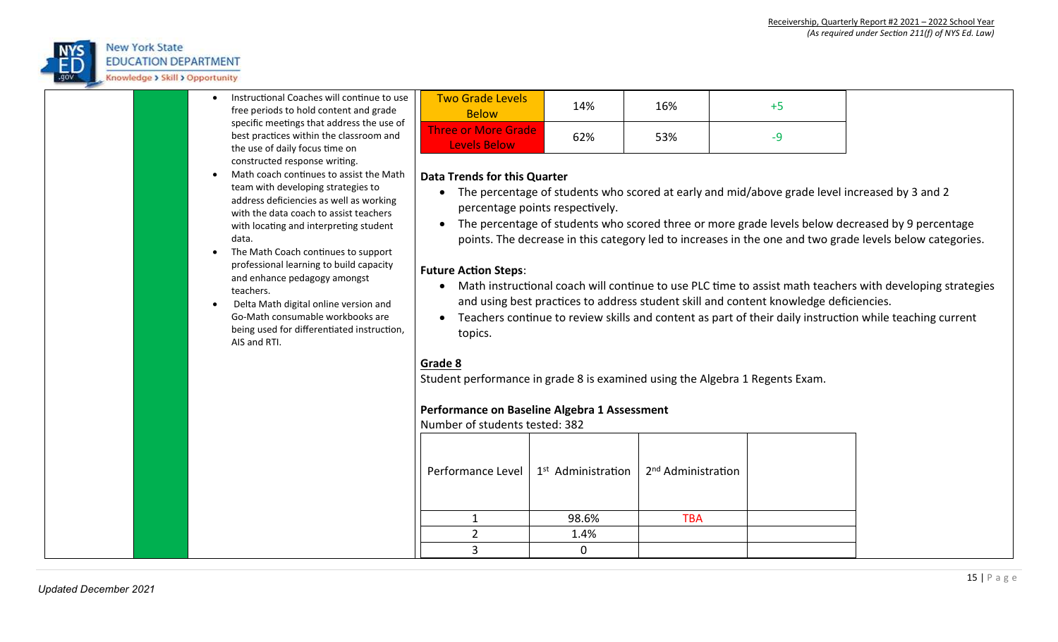- Instructional Coaches will continue to use free periods to hold content and grade specific meetings that address the use of best practices within the classroom and the use of daily focus time on constructed response writing.
- Math coach continues to assist the Math team with developing strategies to address deficiencies as well as working with the data coach to assist teachers with locating and interpreting student data.
- The Math Coach continues to support professional learning to build capacity and enhance pedagogy amongst teachers.
- Delta Math digital online version and Go-Math consumable workbooks are being used for differentiated instruction, AIS and RTI.

| | | | |
|---|---|---|---|
| Two Grade Levels Below | 14% | 16% | +5 |
| Three or More Grade Levels Below | 62% | 53% | -9 |

**Data Trends for this Quarter**

- The percentage of students who scored at early and mid/above grade level increased by 3 and 2 percentage points respectively.
- The percentage of students who scored three or more grade levels below decreased by 9 percentage points. The decrease in this category led to increases in the one and two grade levels below categories.

**Future Action Steps**:

- Math instructional coach will continue to use PLC time to assist math teachers with developing strategies and using best practices to address student skill and content knowledge deficiencies.
- Teachers continue to review skills and content as part of their daily instruction while teaching current topics.

**Grade 8**

Student performance in grade 8 is examined using the Algebra 1 Regents Exam.

**Performance on Baseline Algebra 1 Assessment**

Number of students tested: 382

| Performance Level | 1st Administration | 2nd Administration | |
|---|---|---|---|
| 1 | 98.6% | TBA | |
| 2 | 1.4% | | |
| 3 | 0 | | |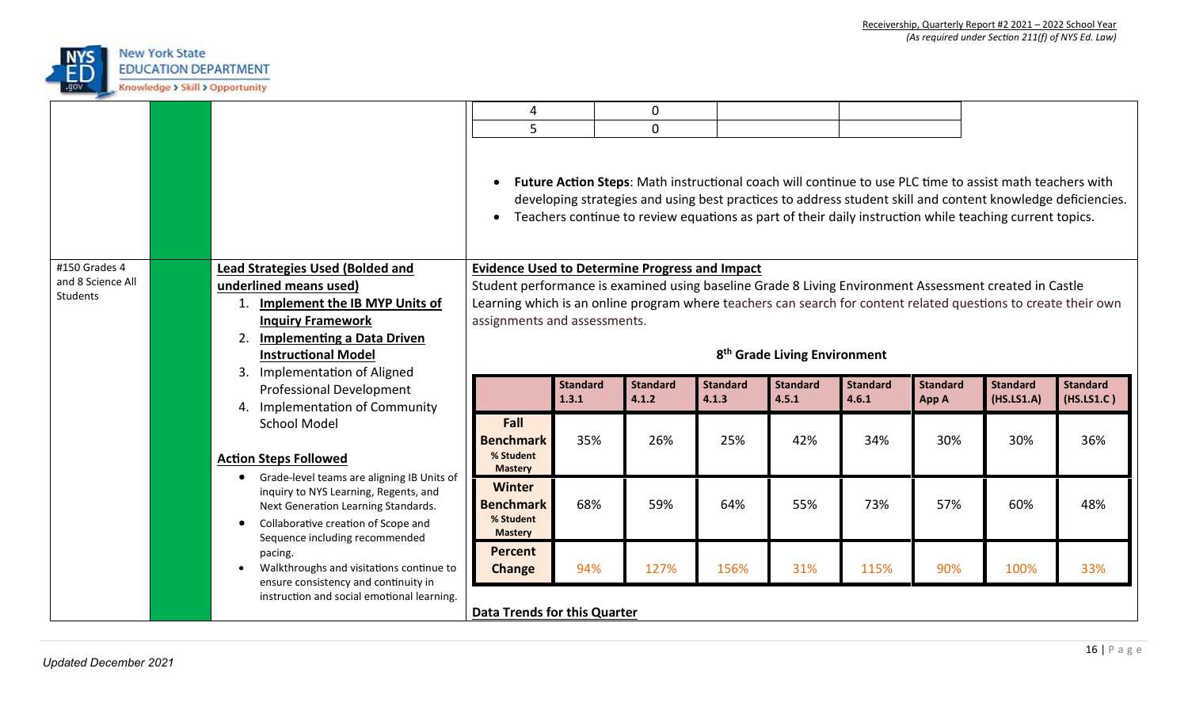| | |
|---|---|
| 4 | 0 |
| 5 | 0 |

- **Future Action Steps**: Math instructional coach will continue to use PLC time to assist math teachers with developing strategies and using best practices to address student skill and content knowledge deficiencies.
- Teachers continue to review equations as part of their daily instruction while teaching current topics.

#150 Grades 4 and 8 Science All Students

**Lead Strategies Used (Bolded and underlined means used)**

1. **Implement the IB MYP Units of Inquiry Framework**
2. **Implementing a Data Driven Instructional Model**
3. Implementation of Aligned Professional Development
4. Implementation of Community School Model

**Action Steps Followed**

- Grade-level teams are aligning IB Units of inquiry to NYS Learning, Regents, and Next Generation Learning Standards.
- Collaborative creation of Scope and Sequence including recommended pacing.
- Walkthroughs and visitations continue to ensure consistency and continuity in instruction and social emotional learning.

**Evidence Used to Determine Progress and Impact**

Student performance is examined using baseline Grade 8 Living Environment Assessment created in Castle Learning which is an online program where teachers can search for content related questions to create their own assignments and assessments.

**8th Grade Living Environment**

| | Standard 1.3.1 | Standard 4.1.2 | Standard 4.1.3 | Standard 4.5.1 | Standard 4.6.1 | Standard App A | Standard (HS.LS1.A) | Standard (HS.LS1.C ) |
|---|---|---|---|---|---|---|---|---|
| Fall Benchmark % Student Mastery | 35% | 26% | 25% | 42% | 34% | 30% | 30% | 36% |
| Winter Benchmark % Student Mastery | 68% | 59% | 64% | 55% | 73% | 57% | 60% | 48% |
| Percent Change | 94% | 127% | 156% | 31% | 115% | 90% | 100% | 33% |

**Data Trends for this Quarter**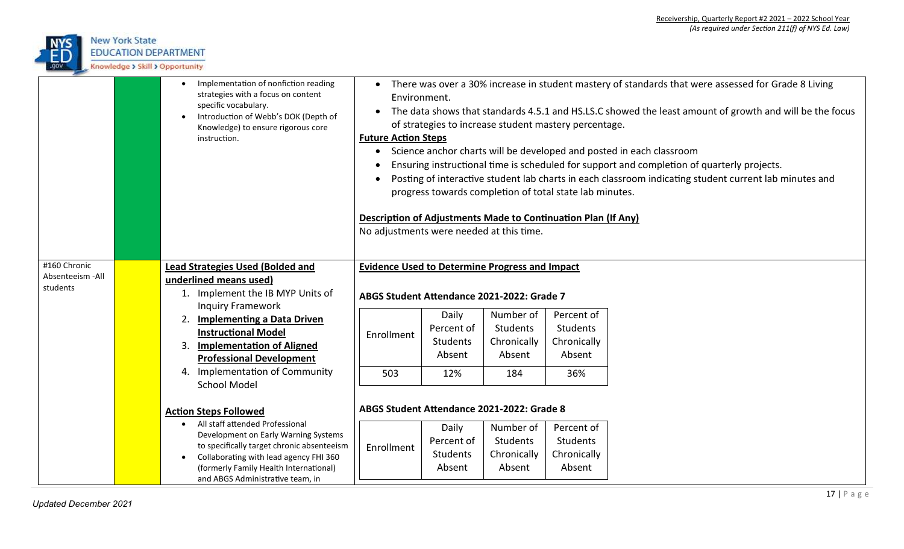| | | | |
|---|---|---|---|
| | | • Implementation of nonfiction reading strategies with a focus on content specific vocabulary.<br>• Introduction of Webb's DOK (Depth of Knowledge) to ensure rigorous core instruction. | • There was over a 30% increase in student mastery of standards that were assessed for Grade 8 Living Environment.<br>• The data shows that standards 4.5.1 and HS.LS.C showed the least amount of growth and will be the focus of strategies to increase student mastery percentage.<br>**Future Action Steps**<br>• Science anchor charts will be developed and posted in each classroom<br>• Ensuring instructional time is scheduled for support and completion of quarterly projects.<br>• Posting of interactive student lab charts in each classroom indicating student current lab minutes and progress towards completion of total state lab minutes.<br><br>**Description of Adjustments Made to Continuation Plan (If Any)**<br>No adjustments were needed at this time. |
| #160 Chronic Absenteeism -All students | | **Lead Strategies Used (Bolded and underlined means used)**<br>1. Implement the IB MYP Units of Inquiry Framework<br>2. **Implementing a Data Driven Instructional Model**<br>3. **Implementation of Aligned Professional Development**<br>4. Implementation of Community School Model<br><br>**Action Steps Followed**<br>• All staff attended Professional Development on Early Warning Systems to specifically target chronic absenteeism<br>• Collaborating with lead agency FHI 360 (formerly Family Health International) and ABGS Administrative team, in | **Evidence Used to Determine Progress and Impact**<br><br>**ABGS Student Attendance 2021-2022: Grade 7**<br>Enrollment: 503 · Daily Percent of Students Absent: 12% · Number of Students Chronically Absent: 184 · Percent of Students Chronically Absent: 36%<br><br>**ABGS Student Attendance 2021-2022: Grade 8**<br>Enrollment · Daily Percent of Students Absent · Number of Students Chronically Absent · Percent of Students Chronically Absent |

**ABGS Student Attendance 2021-2022: Grade 7**

| Enrollment | Daily Percent of Students Absent | Number of Students Chronically Absent | Percent of Students Chronically Absent |
|---|---|---|---|
| 503 | 12% | 184 | 36% |

**ABGS Student Attendance 2021-2022: Grade 8**

| Enrollment | Daily Percent of Students Absent | Number of Students Chronically Absent | Percent of Students Chronically Absent |
|---|---|---|---|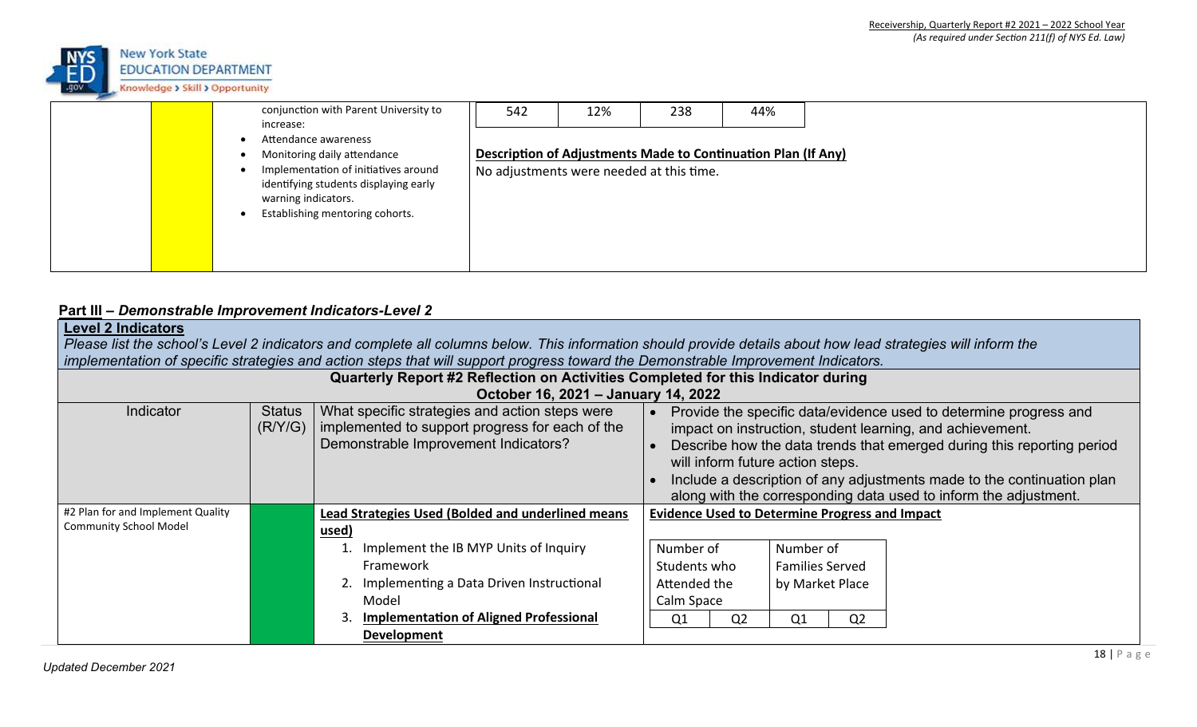| | | | |
|---|---|---|---|
| | | conjunction with Parent University to increase:<br>• Attendance awareness<br>• Monitoring daily attendance<br>• Implementation of initiatives around identifying students displaying early warning indicators.<br>• Establishing mentoring cohorts. | 542 \| 12% \| 238 \| 44%<br><br>**Description of Adjustments Made to Continuation Plan (If Any)**<br>No adjustments were needed at this time. |

## Part III – *Demonstrable Improvement Indicators-Level 2*

**Level 2 Indicators**

*Please list the school's Level 2 indicators and complete all columns below. This information should provide details about how lead strategies will inform the implementation of specific strategies and action steps that will support progress toward the Demonstrable Improvement Indicators.*

**Quarterly Report #2 Reflection on Activities Completed for this Indicator during October 16, 2021 – January 14, 2022**

| Indicator | Status (R/Y/G) | What specific strategies and action steps were implemented to support progress for each of the Demonstrable Improvement Indicators? | • Provide the specific data/evidence used to determine progress and impact on instruction, student learning, and achievement.<br>• Describe how the data trends that emerged during this reporting period will inform future action steps.<br>• Include a description of any adjustments made to the continuation plan along with the corresponding data used to inform the adjustment. |
|---|---|---|---|
| #2 Plan for and Implement Quality Community School Model | | **Lead Strategies Used (Bolded and underlined means used)**<br>1. Implement the IB MYP Units of Inquiry Framework<br>2. Implementing a Data Driven Instructional Model<br>3. **Implementation of Aligned Professional Development** | **Evidence Used to Determine Progress and Impact**<br><br>Number of Students who Attended the Calm Space: Q1 \| Q2<br>Number of Families Served by Market Place: Q1 \| Q2 |

*Updated December 2021*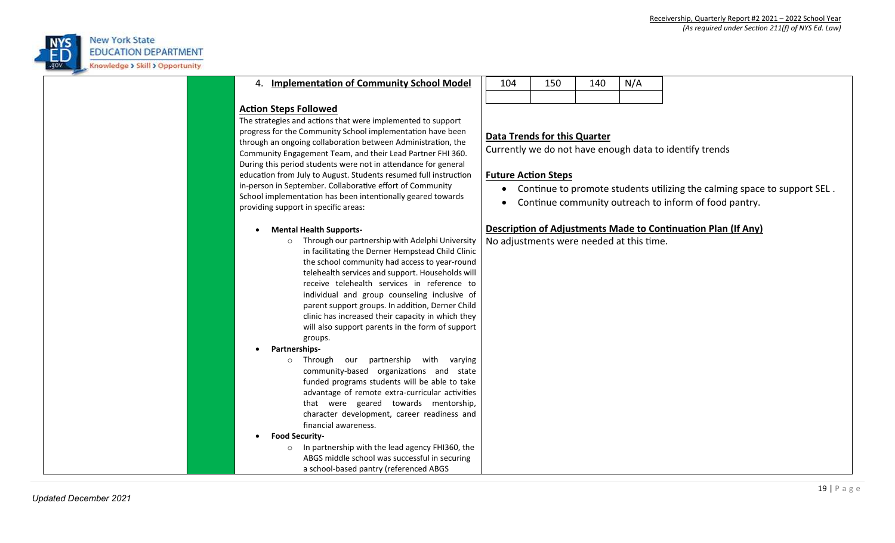4. **Implementation of Community School Model**

| | | | |
|---|---|---|---|
| 104 | 150 | 140 | N/A |
| | | | |

**Action Steps Followed**

The strategies and actions that were implemented to support progress for the Community School implementation have been through an ongoing collaboration between Administration, the Community Engagement Team, and their Lead Partner FHI 360. During this period students were not in attendance for general education from July to August. Students resumed full instruction in-person in September. Collaborative effort of Community School implementation has been intentionally geared towards providing support in specific areas:

- **Mental Health Supports-**
  - Through our partnership with Adelphi University in facilitating the Derner Hempstead Child Clinic the school community had access to year-round telehealth services and support. Households will receive telehealth services in reference to individual and group counseling inclusive of parent support groups. In addition, Derner Child clinic has increased their capacity in which they will also support parents in the form of support groups.
- **Partnerships-**
  - Through our partnership with varying community-based organizations and state funded programs students will be able to take advantage of remote extra-curricular activities that were geared towards mentorship, character development, career readiness and financial awareness.
- **Food Security-**
  - In partnership with the lead agency FHI360, the ABGS middle school was successful in securing a school-based pantry (referenced ABGS

**Data Trends for this Quarter**

Currently we do not have enough data to identify trends

**Future Action Steps**

- Continue to promote students utilizing the calming space to support SEL .
- Continue community outreach to inform of food pantry.

**Description of Adjustments Made to Continuation Plan (If Any)**

No adjustments were needed at this time.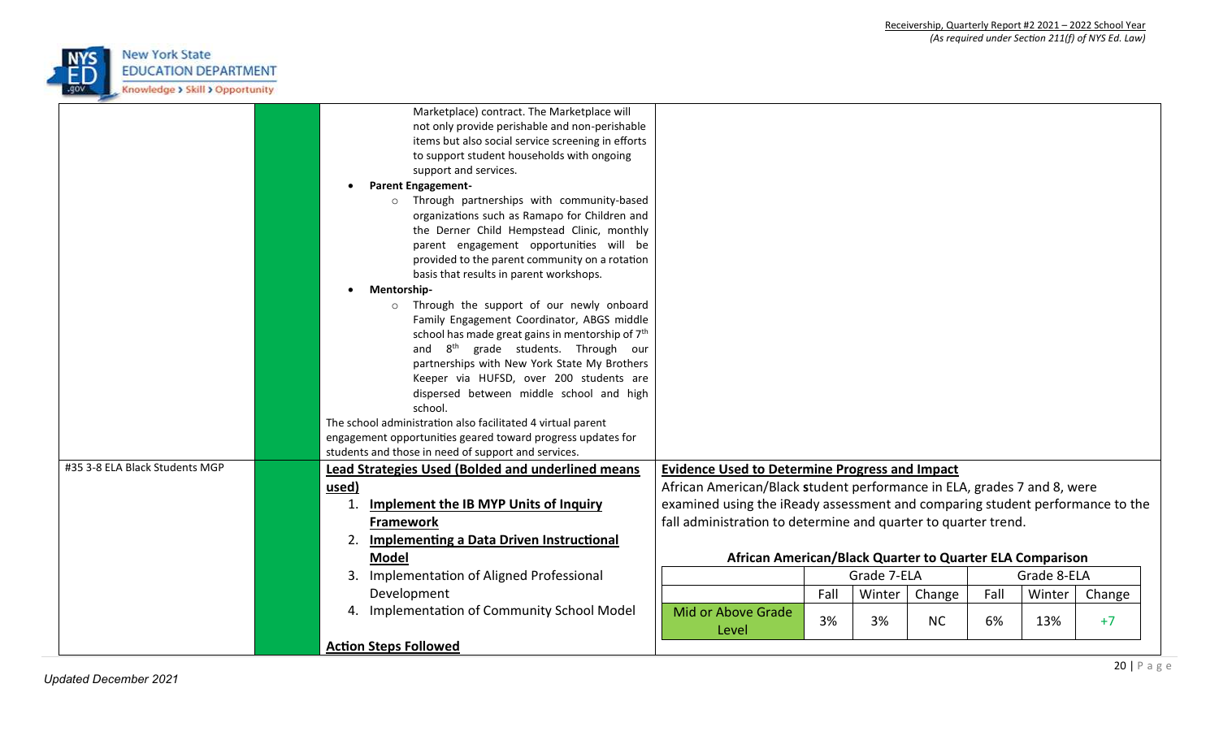Marketplace) contract. The Marketplace will not only provide perishable and non-perishable items but also social service screening in efforts to support student households with ongoing support and services.

- **Parent Engagement-**
  - Through partnerships with community-based organizations such as Ramapo for Children and the Derner Child Hempstead Clinic, monthly parent engagement opportunities will be provided to the parent community on a rotation basis that results in parent workshops.
- **Mentorship-**
  - Through the support of our newly onboard Family Engagement Coordinator, ABGS middle school has made great gains in mentorship of 7th and 8th grade students. Through our partnerships with New York State My Brothers Keeper via HUFSD, over 200 students are dispersed between middle school and high school.

The school administration also facilitated 4 virtual parent engagement opportunities geared toward progress updates for students and those in need of support and services.

#35 3-8 ELA Black Students MGP

**Lead Strategies Used (Bolded and underlined means used)**

1. **Implement the IB MYP Units of Inquiry Framework**
2. **Implementing a Data Driven Instructional Model**
3. Implementation of Aligned Professional Development
4. Implementation of Community School Model

**Action Steps Followed**

**Evidence Used to Determine Progress and Impact**

African American/Black student performance in ELA, grades 7 and 8, were examined using the iReady assessment and comparing student performance to the fall administration to determine and quarter to quarter trend.

**African American/Black Quarter to Quarter ELA Comparison**

| | Grade 7-ELA | | | Grade 8-ELA | | |
|---|---|---|---|---|---|---|
| | Fall | Winter | Change | Fall | Winter | Change |
| Mid or Above Grade Level | 3% | 3% | NC | 6% | 13% | +7 |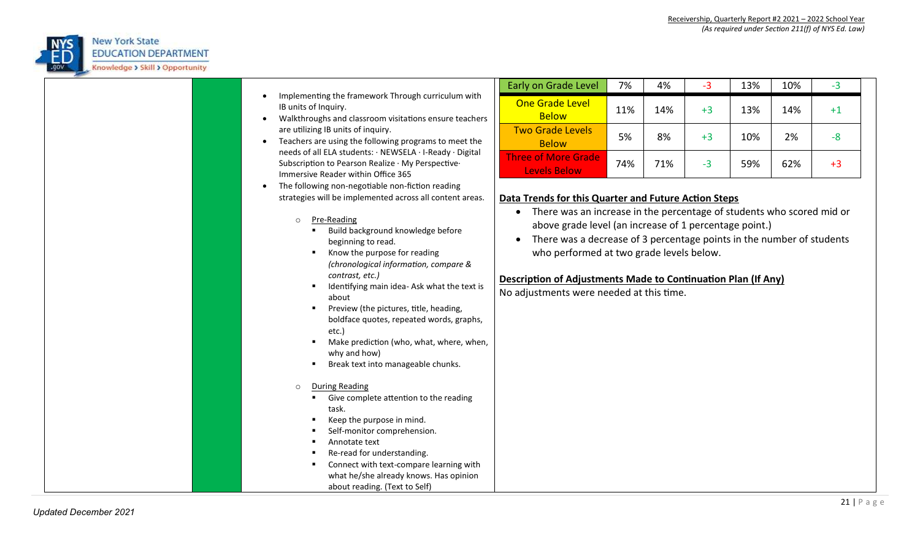- Implementing the framework Through curriculum with IB units of Inquiry.
- Walkthroughs and classroom visitations ensure teachers are utilizing IB units of inquiry.
- Teachers are using the following programs to meet the needs of all ELA students: · NEWSELA · I-Ready · Digital Subscription to Pearson Realize · My Perspective· Immersive Reader within Office 365
- The following non-negotiable non-fiction reading strategies will be implemented across all content areas.
  - Pre-Reading
    - Build background knowledge before beginning to read.
    - Know the purpose for reading *(chronological information, compare & contrast, etc.)*
    - Identifying main idea- Ask what the text is about
    - Preview (the pictures, title, heading, boldface quotes, repeated words, graphs, etc.)
    - Make prediction (who, what, where, when, why and how)
    - Break text into manageable chunks.
  - During Reading
    - Give complete attention to the reading task.
    - Keep the purpose in mind.
    - Self-monitor comprehension.
    - Annotate text
    - Re-read for understanding.
    - Connect with text-compare learning with what he/she already knows. Has opinion about reading. (Text to Self)

| | | | | | | |
|---|---|---|---|---|---|---|
| Early on Grade Level | 7% | 4% | -3 | 13% | 10% | -3 |
| One Grade Level Below | 11% | 14% | +3 | 13% | 14% | +1 |
| Two Grade Levels Below | 5% | 8% | +3 | 10% | 2% | -8 |
| Three of More Grade Levels Below | 74% | 71% | -3 | 59% | 62% | +3 |

**Data Trends for this Quarter and Future Action Steps**

- There was an increase in the percentage of students who scored mid or above grade level (an increase of 1 percentage point.)
- There was a decrease of 3 percentage points in the number of students who performed at two grade levels below.

**Description of Adjustments Made to Continuation Plan (If Any)**

No adjustments were needed at this time.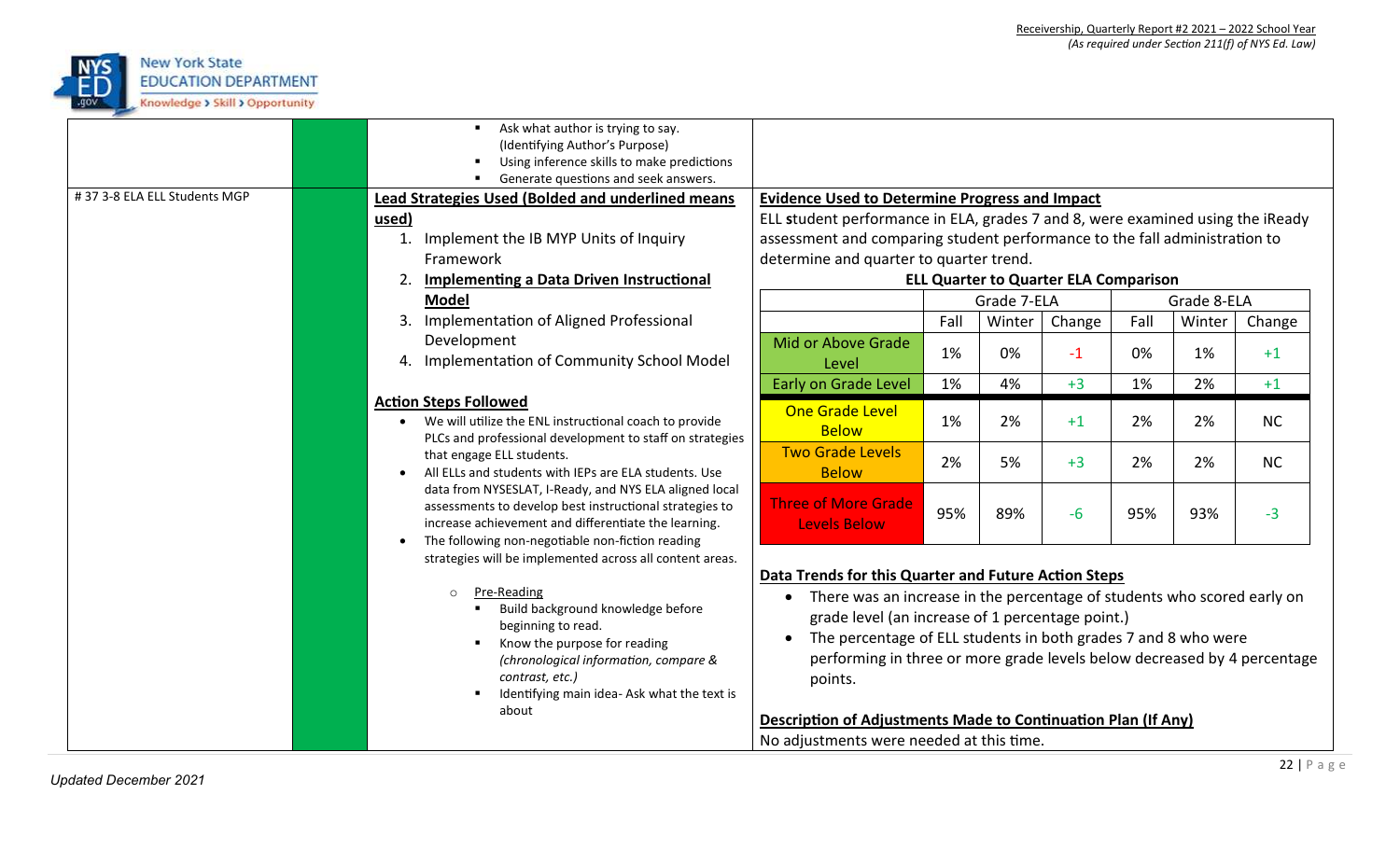- Ask what author is trying to say. (Identifying Author's Purpose)
- Using inference skills to make predictions
- Generate questions and seek answers.

#37 3-8 ELA ELL Students MGP

**Lead Strategies Used (Bolded and underlined means used)**

1. Implement the IB MYP Units of Inquiry Framework
2. **Implementing a Data Driven Instructional Model**
3. Implementation of Aligned Professional Development
4. Implementation of Community School Model

**Action Steps Followed**

- We will utilize the ENL instructional coach to provide PLCs and professional development to staff on strategies that engage ELL students.
- All ELLs and students with IEPs are ELA students. Use data from NYSESLAT, I-Ready, and NYS ELA aligned local assessments to develop best instructional strategies to increase achievement and differentiate the learning.
- The following non-negotiable non-fiction reading strategies will be implemented across all content areas.
  - Pre-Reading
    - Build background knowledge before beginning to read.
    - Know the purpose for reading *(chronological information, compare & contrast, etc.)*
    - Identifying main idea- Ask what the text is about

**Evidence Used to Determine Progress and Impact**

ELL student performance in ELA, grades 7 and 8, were examined using the iReady assessment and comparing student performance to the fall administration to determine and quarter to quarter trend.

**ELL Quarter to Quarter ELA Comparison**

| | Grade 7-ELA | | | Grade 8-ELA | | |
|---|---|---|---|---|---|---|
| | Fall | Winter | Change | Fall | Winter | Change |
| Mid or Above Grade Level | 1% | 0% | -1 | 0% | 1% | +1 |
| Early on Grade Level | 1% | 4% | +3 | 1% | 2% | +1 |
| One Grade Level Below | 1% | 2% | +1 | 2% | 2% | NC |
| Two Grade Levels Below | 2% | 5% | +3 | 2% | 2% | NC |
| Three of More Grade Levels Below | 95% | 89% | -6 | 95% | 93% | -3 |

**Data Trends for this Quarter and Future Action Steps**

- There was an increase in the percentage of students who scored early on grade level (an increase of 1 percentage point.)
- The percentage of ELL students in both grades 7 and 8 who were performing in three or more grade levels below decreased by 4 percentage points.

**Description of Adjustments Made to Continuation Plan (If Any)**

No adjustments were needed at this time.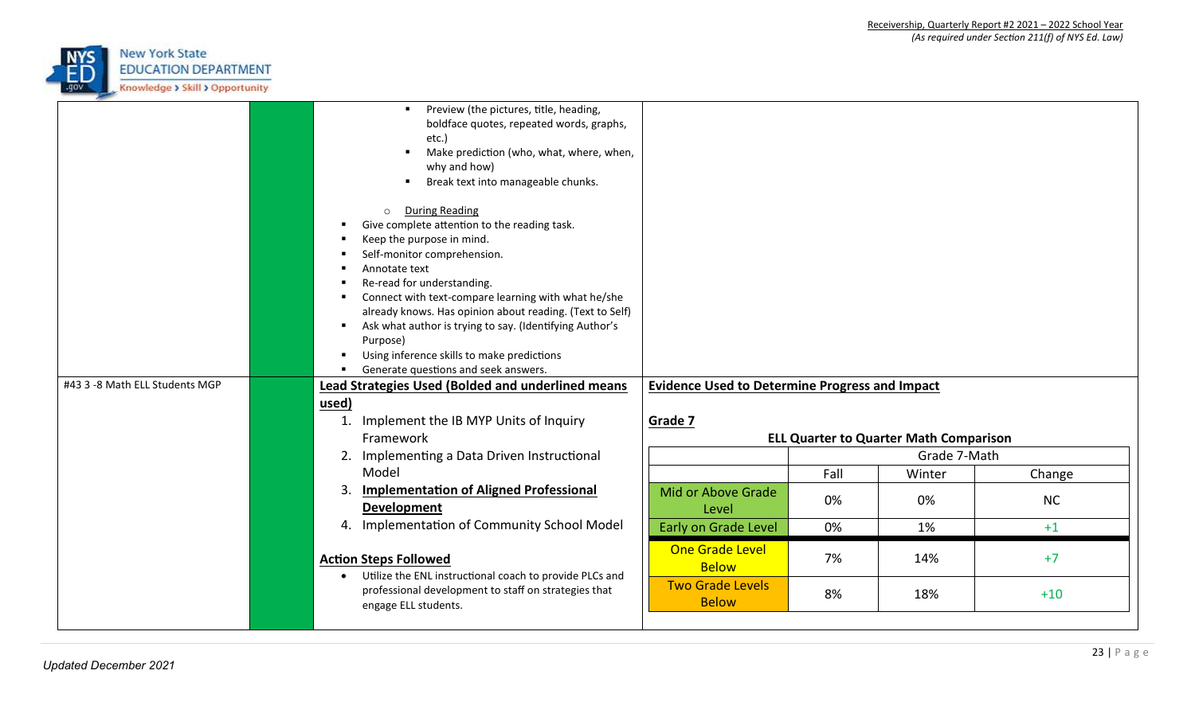| | | | |
|---|---|---|---|
| | | ▪ Preview (the pictures, title, heading, boldface quotes, repeated words, graphs, etc.)<br>▪ Make prediction (who, what, where, when, why and how)<br>▪ Break text into manageable chunks.<br><br>○ <u>During Reading</u><br>▪ Give complete attention to the reading task.<br>▪ Keep the purpose in mind.<br>▪ Self-monitor comprehension.<br>▪ Annotate text<br>▪ Re-read for understanding.<br>▪ Connect with text-compare learning with what he/she already knows. Has opinion about reading. (Text to Self)<br>▪ Ask what author is trying to say. (Identifying Author's Purpose)<br>▪ Using inference skills to make predictions<br>▪ Generate questions and seek answers. | |
| #43 3 -8 Math ELL Students MGP | | **<u>Lead Strategies Used (Bolded and underlined means used)</u>**<br>1. Implement the IB MYP Units of Inquiry Framework<br>2. Implementing a Data Driven Instructional Model<br>3. **<u>Implementation of Aligned Professional Development</u>**<br>4. Implementation of Community School Model<br><br>**<u>Action Steps Followed</u>**<br>• Utilize the ENL instructional coach to provide PLCs and professional development to staff on strategies that engage ELL students. | **<u>Evidence Used to Determine Progress and Impact</u>**<br><br>**<u>Grade 7</u>**<br><br>**ELL Quarter to Quarter Math Comparison** |

**ELL Quarter to Quarter Math Comparison**

| | Grade 7-Math | | |
|---|---|---|---|
| | Fall | Winter | Change |
| Mid or Above Grade Level | 0% | 0% | NC |
| Early on Grade Level | 0% | 1% | +1 |
| One Grade Level Below | 7% | 14% | +7 |
| Two Grade Levels Below | 8% | 18% | +10 |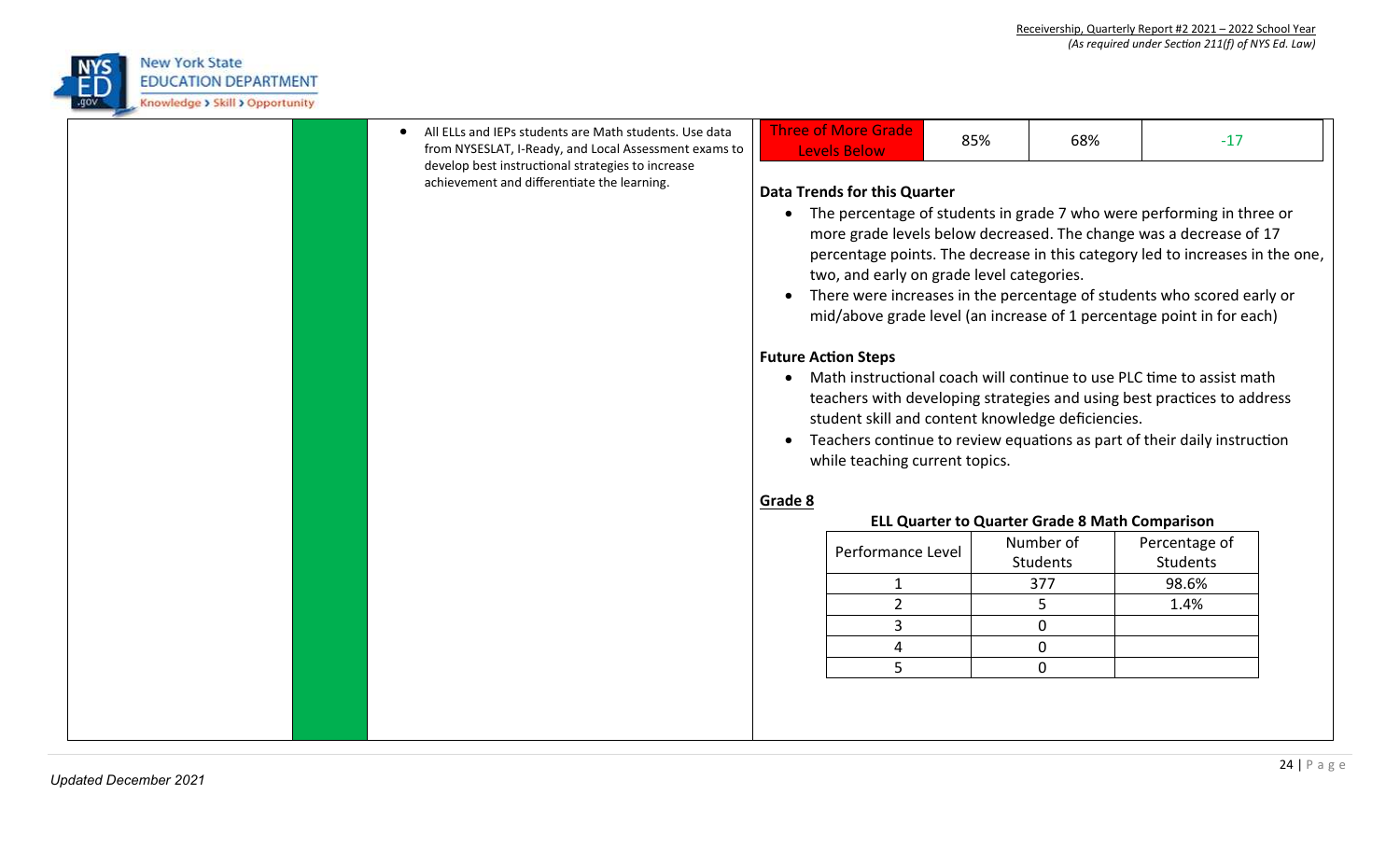- All ELLs and IEPs students are Math students. Use data from NYSESLAT, I-Ready, and Local Assessment exams to develop best instructional strategies to increase achievement and differentiate the learning.

| | | | |
|---|---|---|---|
| Three of More Grade Levels Below | 85% | 68% | -17 |

**Data Trends for this Quarter**

- The percentage of students in grade 7 who were performing in three or more grade levels below decreased. The change was a decrease of 17 percentage points. The decrease in this category led to increases in the one, two, and early on grade level categories.
- There were increases in the percentage of students who scored early or mid/above grade level (an increase of 1 percentage point in for each)

**Future Action Steps**

- Math instructional coach will continue to use PLC time to assist math teachers with developing strategies and using best practices to address student skill and content knowledge deficiencies.
- Teachers continue to review equations as part of their daily instruction while teaching current topics.

**Grade 8**

**ELL Quarter to Quarter Grade 8 Math Comparison**

| Performance Level | Number of Students | Percentage of Students |
|---|---|---|
| 1 | 377 | 98.6% |
| 2 | 5 | 1.4% |
| 3 | 0 | |
| 4 | 0 | |
| 5 | 0 | |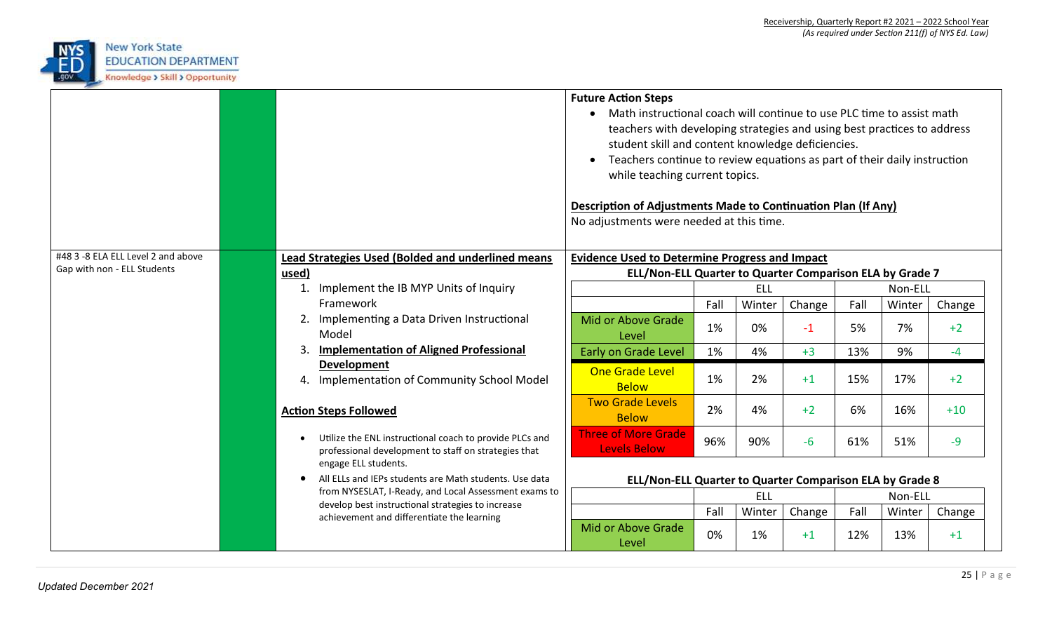**Future Action Steps**

- Math instructional coach will continue to use PLC time to assist math teachers with developing strategies and using best practices to address student skill and content knowledge deficiencies.
- Teachers continue to review equations as part of their daily instruction while teaching current topics.

**Description of Adjustments Made to Continuation Plan (If Any)**

No adjustments were needed at this time.

---

#48 3 -8 ELA ELL Level 2 and above Gap with non - ELL Students

**Lead Strategies Used (Bolded and underlined means used)**

1. Implement the IB MYP Units of Inquiry Framework
2. Implementing a Data Driven Instructional Model
3. **Implementation of Aligned Professional Development**
4. Implementation of Community School Model

**Action Steps Followed**

- Utilize the ENL instructional coach to provide PLCs and professional development to staff on strategies that engage ELL students.
- All ELLs and IEPs students are Math students. Use data from NYSESLAT, I-Ready, and Local Assessment exams to develop best instructional strategies to increase achievement and differentiate the learning

**Evidence Used to Determine Progress and Impact**

**ELL/Non-ELL Quarter to Quarter Comparison ELA by Grade 7**

| | ELL | | | Non-ELL | | |
|---|---|---|---|---|---|---|
| | Fall | Winter | Change | Fall | Winter | Change |
| Mid or Above Grade Level | 1% | 0% | -1 | 5% | 7% | +2 |
| Early on Grade Level | 1% | 4% | +3 | 13% | 9% | -4 |
| One Grade Level Below | 1% | 2% | +1 | 15% | 17% | +2 |
| Two Grade Levels Below | 2% | 4% | +2 | 6% | 16% | +10 |
| Three of More Grade Levels Below | 96% | 90% | -6 | 61% | 51% | -9 |

**ELL/Non-ELL Quarter to Quarter Comparison ELA by Grade 8**

| | ELL | | | Non-ELL | | |
|---|---|---|---|---|---|---|
| | Fall | Winter | Change | Fall | Winter | Change |
| Mid or Above Grade Level | 0% | 1% | +1 | 12% | 13% | +1 |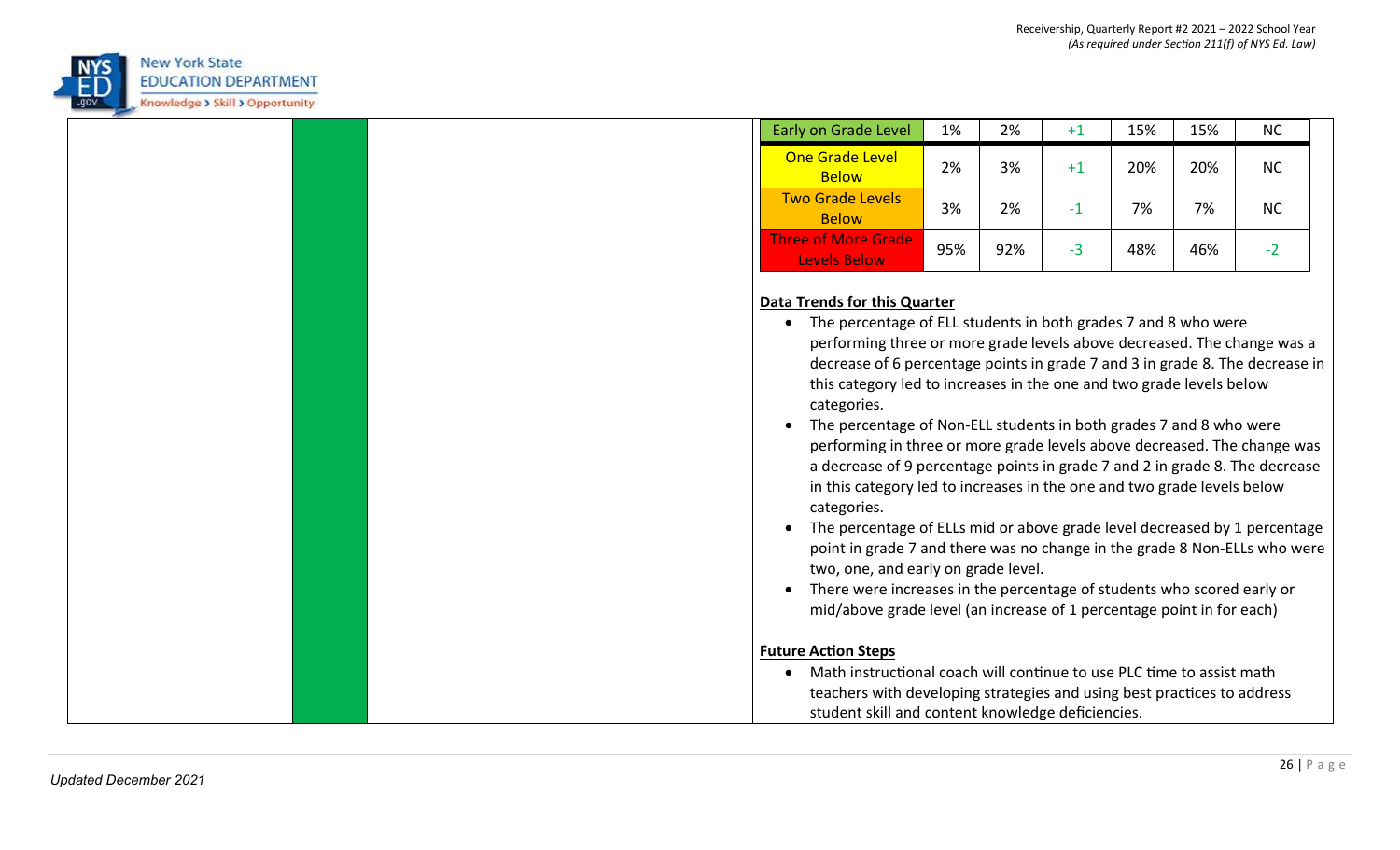| | | | | | | |
|---|---|---|---|---|---|---|
| Early on Grade Level | 1% | 2% | +1 | 15% | 15% | NC |
| One Grade Level Below | 2% | 3% | +1 | 20% | 20% | NC |
| Two Grade Levels Below | 3% | 2% | -1 | 7% | 7% | NC |
| Three of More Grade Levels Below | 95% | 92% | -3 | 48% | 46% | -2 |

**Data Trends for this Quarter**

- The percentage of ELL students in both grades 7 and 8 who were performing three or more grade levels above decreased. The change was a decrease of 6 percentage points in grade 7 and 3 in grade 8. The decrease in this category led to increases in the one and two grade levels below categories.
- The percentage of Non-ELL students in both grades 7 and 8 who were performing in three or more grade levels above decreased. The change was a decrease of 9 percentage points in grade 7 and 2 in grade 8. The decrease in this category led to increases in the one and two grade levels below categories.
- The percentage of ELLs mid or above grade level decreased by 1 percentage point in grade 7 and there was no change in the grade 8 Non-ELLs who were two, one, and early on grade level.
- There were increases in the percentage of students who scored early or mid/above grade level (an increase of 1 percentage point in for each)

**Future Action Steps**

- Math instructional coach will continue to use PLC time to assist math teachers with developing strategies and using best practices to address student skill and content knowledge deficiencies.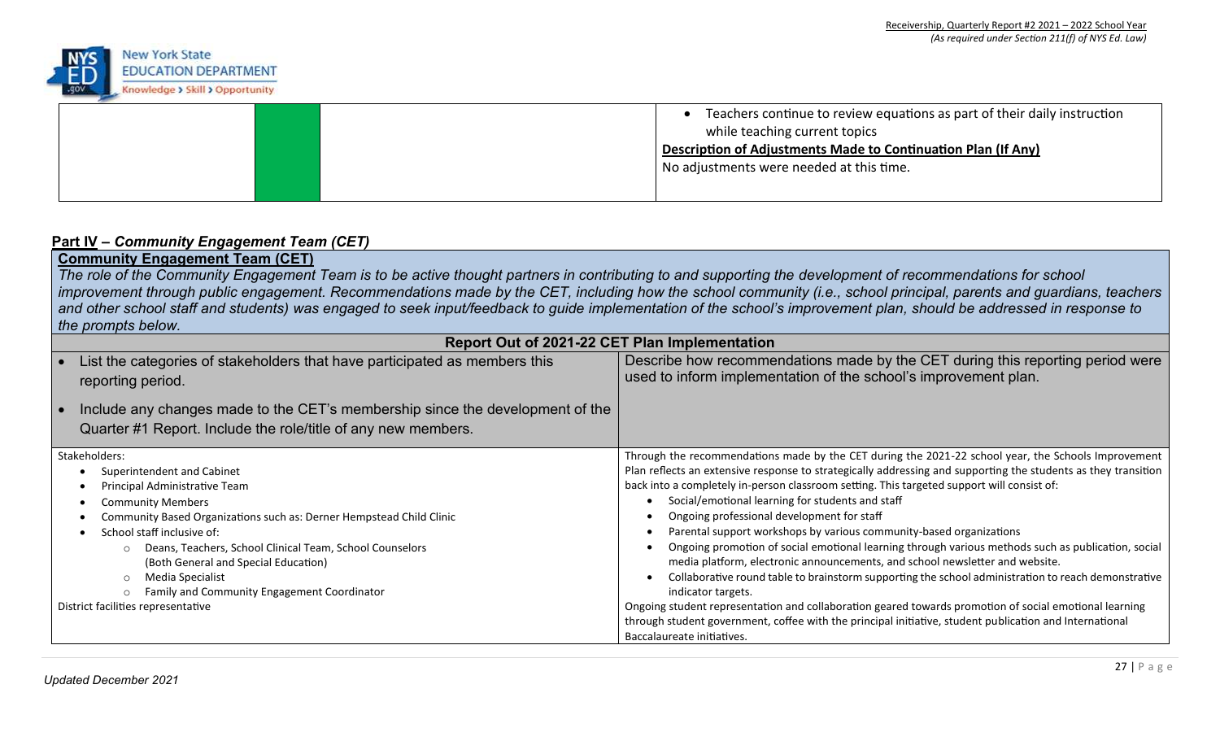| | | | |
|---|---|---|---|
| | | | • Teachers continue to review equations as part of their daily instruction while teaching current topics<br>**Description of Adjustments Made to Continuation Plan (If Any)**<br>No adjustments were needed at this time. |

## Part IV – *Community Engagement Team (CET)*

| **Community Engagement Team (CET)**<br>*The role of the Community Engagement Team is to be active thought partners in contributing to and supporting the development of recommendations for school improvement through public engagement. Recommendations made by the CET, including how the school community (i.e., school principal, parents and guardians, teachers and other school staff and students) was engaged to seek input/feedback to guide implementation of the school's improvement plan, should be addressed in response to the prompts below.* | |
|---|---|
| **Report Out of 2021-22 CET Plan Implementation** | |
| • List the categories of stakeholders that have participated as members this reporting period.<br>• Include any changes made to the CET's membership since the development of the Quarter #1 Report. Include the role/title of any new members. | Describe how recommendations made by the CET during this reporting period were used to inform implementation of the school's improvement plan. |
| Stakeholders:<br>• Superintendent and Cabinet<br>• Principal Administrative Team<br>• Community Members<br>• Community Based Organizations such as: Derner Hempstead Child Clinic<br>• School staff inclusive of:<br>  ○ Deans, Teachers, School Clinical Team, School Counselors (Both General and Special Education)<br>  ○ Media Specialist<br>  ○ Family and Community Engagement Coordinator<br>District facilities representative | Through the recommendations made by the CET during the 2021-22 school year, the Schools Improvement Plan reflects an extensive response to strategically addressing and supporting the students as they transition back into a completely in-person classroom setting. This targeted support will consist of:<br>• Social/emotional learning for students and staff<br>• Ongoing professional development for staff<br>• Parental support workshops by various community-based organizations<br>• Ongoing promotion of social emotional learning through various methods such as publication, social media platform, electronic announcements, and school newsletter and website.<br>• Collaborative round table to brainstorm supporting the school administration to reach demonstrative indicator targets.<br>Ongoing student representation and collaboration geared towards promotion of social emotional learning through student government, coffee with the principal initiative, student publication and International Baccalaureate initiatives. |

*Updated December 2021*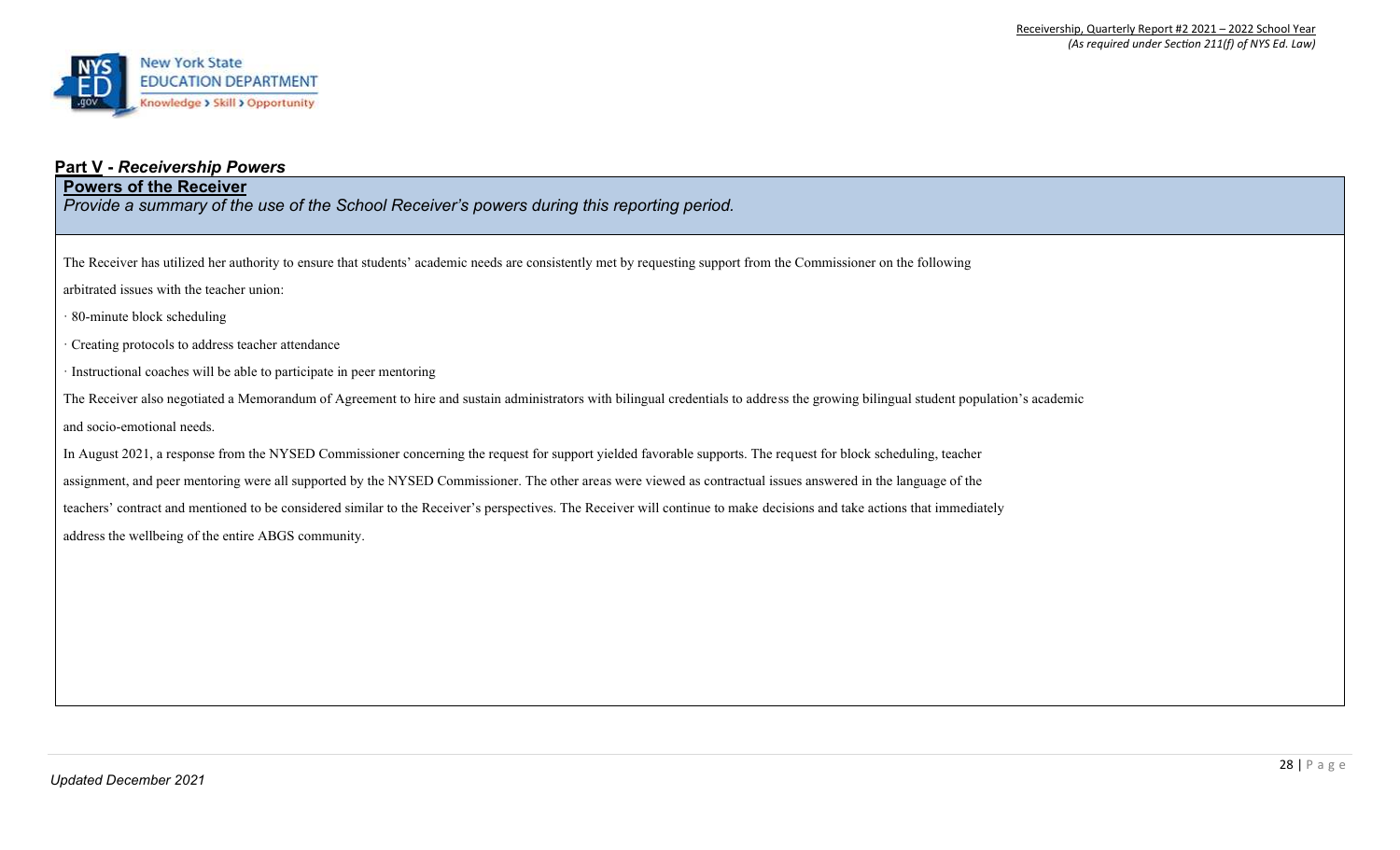## Part V - *Receivership Powers*

### Powers of the Receiver

*Provide a summary of the use of the School Receiver's powers during this reporting period.*

The Receiver has utilized her authority to ensure that students' academic needs are consistently met by requesting support from the Commissioner on the following arbitrated issues with the teacher union:

- 80-minute block scheduling
- Creating protocols to address teacher attendance
- Instructional coaches will be able to participate in peer mentoring

The Receiver also negotiated a Memorandum of Agreement to hire and sustain administrators with bilingual credentials to address the growing bilingual student population's academic and socio-emotional needs.

In August 2021, a response from the NYSED Commissioner concerning the request for support yielded favorable supports. The request for block scheduling, teacher assignment, and peer mentoring were all supported by the NYSED Commissioner. The other areas were viewed as contractual issues answered in the language of the teachers' contract and mentioned to be considered similar to the Receiver's perspectives. The Receiver will continue to make decisions and take actions that immediately address the wellbeing of the entire ABGS community.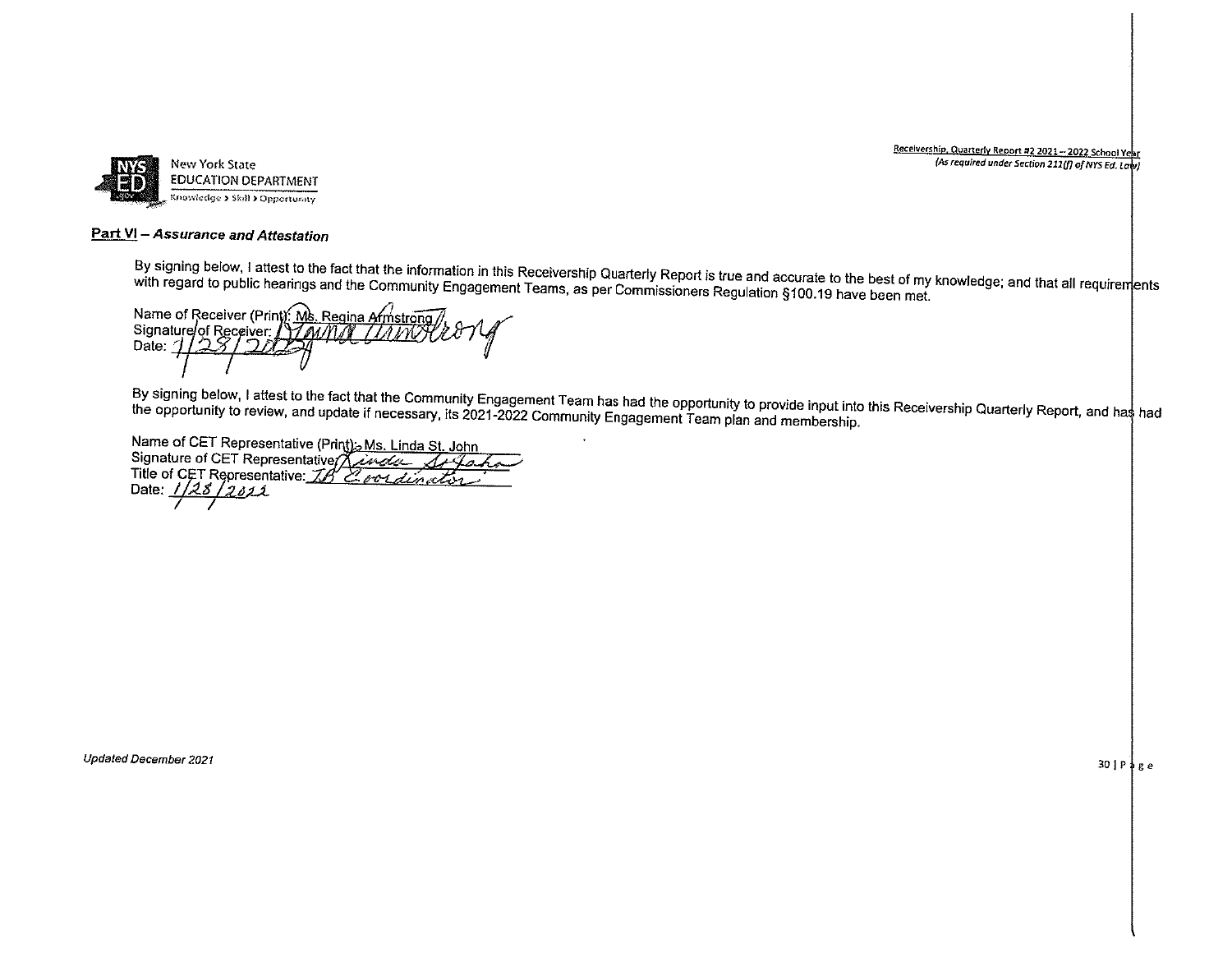## Part VI – *Assurance and Attestation*

By signing below, I attest to the fact that the information in this Receivership Quarterly Report is true and accurate to the best of my knowledge; and that all requirements with regard to public hearings and the Community Engagement Teams, as per Commissioners Regulation §100.19 have been met.

Name of Receiver (Print): Ms. Regina Armstrong
Signature of Receiver: Regina Armstrong
Date: 1/28/2022

By signing below, I attest to the fact that the Community Engagement Team has had the opportunity to provide input into this Receivership Quarterly Report, and has had the opportunity to review, and update if necessary, its 2021-2022 Community Engagement Team plan and membership.

Name of CET Representative (Print): Ms. Linda St. John
Signature of CET Representative: Linda St. John
Title of CET Representative: IB Coordinator
Date: 1/28/2022